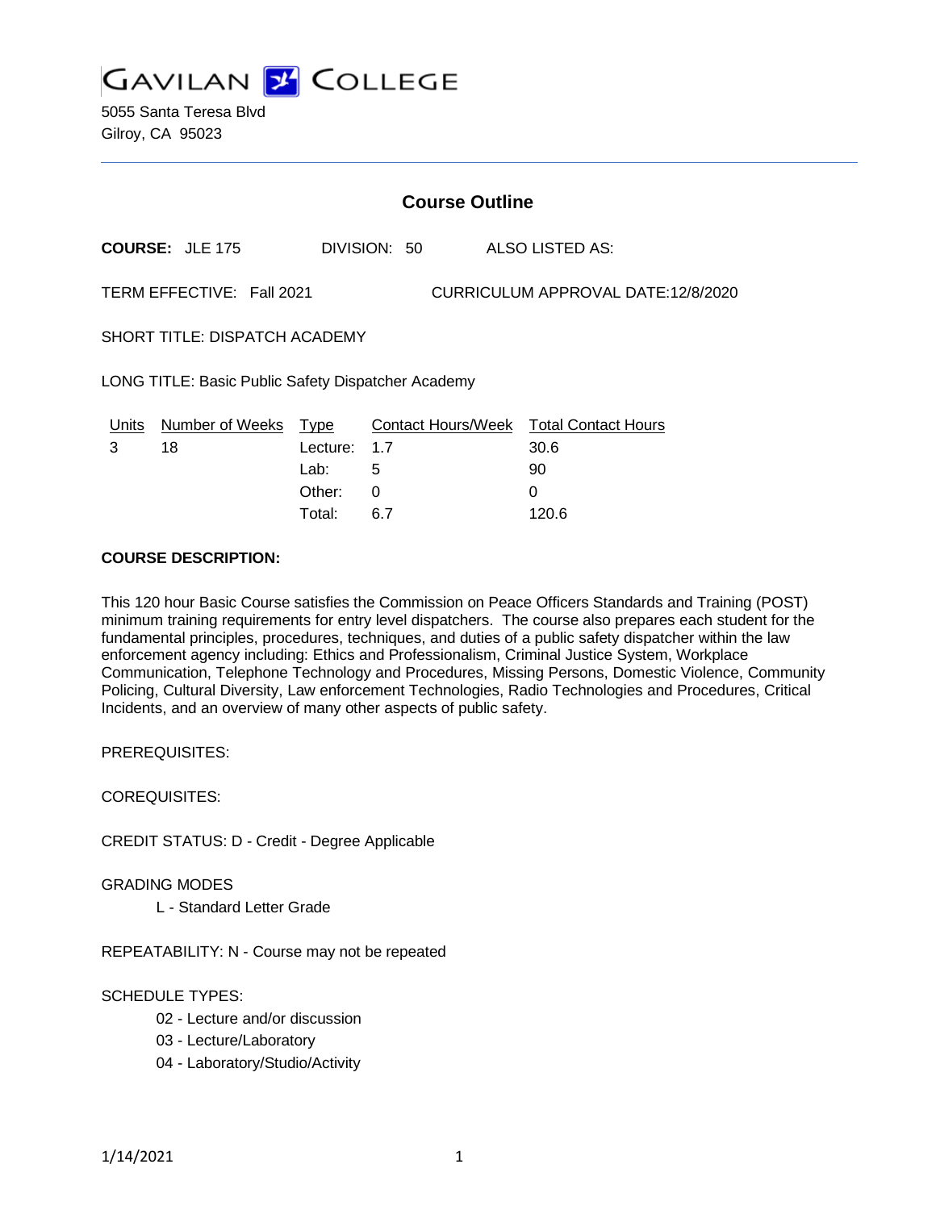# GAVILAN COLLEGE

5055 Santa Teresa Blvd
Gilroy, CA 95023

## Course Outline

**COURSE:** JLE 175 DIVISION: 50 ALSO LISTED AS:

TERM EFFECTIVE: Fall 2021 CURRICULUM APPROVAL DATE:12/8/2020

SHORT TITLE: DISPATCH ACADEMY

LONG TITLE: Basic Public Safety Dispatcher Academy

| Units | Number of Weeks | Type | Contact Hours/Week | Total Contact Hours |
|---|---|---|---|---|
| 3 | 18 | Lecture: | 1.7 | 30.6 |
| | | Lab: | 5 | 90 |
| | | Other: | 0 | 0 |
| | | Total: | 6.7 | 120.6 |

**COURSE DESCRIPTION:**

This 120 hour Basic Course satisfies the Commission on Peace Officers Standards and Training (POST) minimum training requirements for entry level dispatchers. The course also prepares each student for the fundamental principles, procedures, techniques, and duties of a public safety dispatcher within the law enforcement agency including: Ethics and Professionalism, Criminal Justice System, Workplace Communication, Telephone Technology and Procedures, Missing Persons, Domestic Violence, Community Policing, Cultural Diversity, Law enforcement Technologies, Radio Technologies and Procedures, Critical Incidents, and an overview of many other aspects of public safety.

PREREQUISITES:

COREQUISITES:

CREDIT STATUS: D - Credit - Degree Applicable

GRADING MODES

L - Standard Letter Grade

REPEATABILITY: N - Course may not be repeated

SCHEDULE TYPES:

02 - Lecture and/or discussion
03 - Lecture/Laboratory
04 - Laboratory/Studio/Activity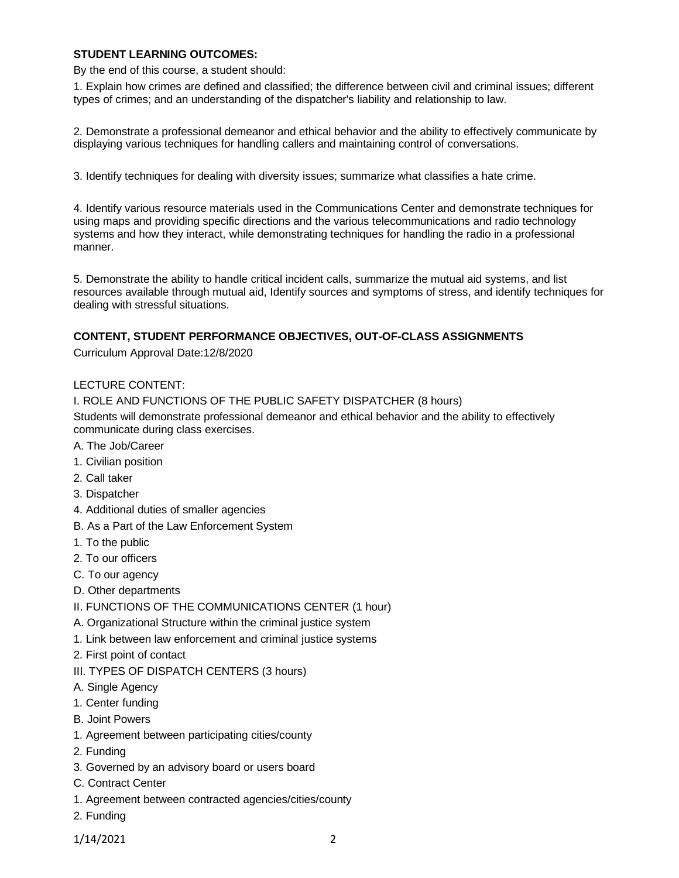**STUDENT LEARNING OUTCOMES:**

By the end of this course, a student should:

1. Explain how crimes are defined and classified; the difference between civil and criminal issues; different types of crimes; and an understanding of the dispatcher's liability and relationship to law.

2. Demonstrate a professional demeanor and ethical behavior and the ability to effectively communicate by displaying various techniques for handling callers and maintaining control of conversations.

3. Identify techniques for dealing with diversity issues; summarize what classifies a hate crime.

4. Identify various resource materials used in the Communications Center and demonstrate techniques for using maps and providing specific directions and the various telecommunications and radio technology systems and how they interact, while demonstrating techniques for handling the radio in a professional manner.

5. Demonstrate the ability to handle critical incident calls, summarize the mutual aid systems, and list resources available through mutual aid, Identify sources and symptoms of stress, and identify techniques for dealing with stressful situations.

**CONTENT, STUDENT PERFORMANCE OBJECTIVES, OUT-OF-CLASS ASSIGNMENTS**

Curriculum Approval Date:12/8/2020

LECTURE CONTENT:

I. ROLE AND FUNCTIONS OF THE PUBLIC SAFETY DISPATCHER (8 hours)

Students will demonstrate professional demeanor and ethical behavior and the ability to effectively communicate during class exercises.

A. The Job/Career

1. Civilian position

2. Call taker

3. Dispatcher

4. Additional duties of smaller agencies

B. As a Part of the Law Enforcement System

1. To the public

2. To our officers

C. To our agency

D. Other departments

II. FUNCTIONS OF THE COMMUNICATIONS CENTER (1 hour)

A. Organizational Structure within the criminal justice system

1. Link between law enforcement and criminal justice systems

2. First point of contact

III. TYPES OF DISPATCH CENTERS (3 hours)

A. Single Agency

1. Center funding

B. Joint Powers

1. Agreement between participating cities/county

2. Funding

3. Governed by an advisory board or users board

C. Contract Center

1. Agreement between contracted agencies/cities/county

2. Funding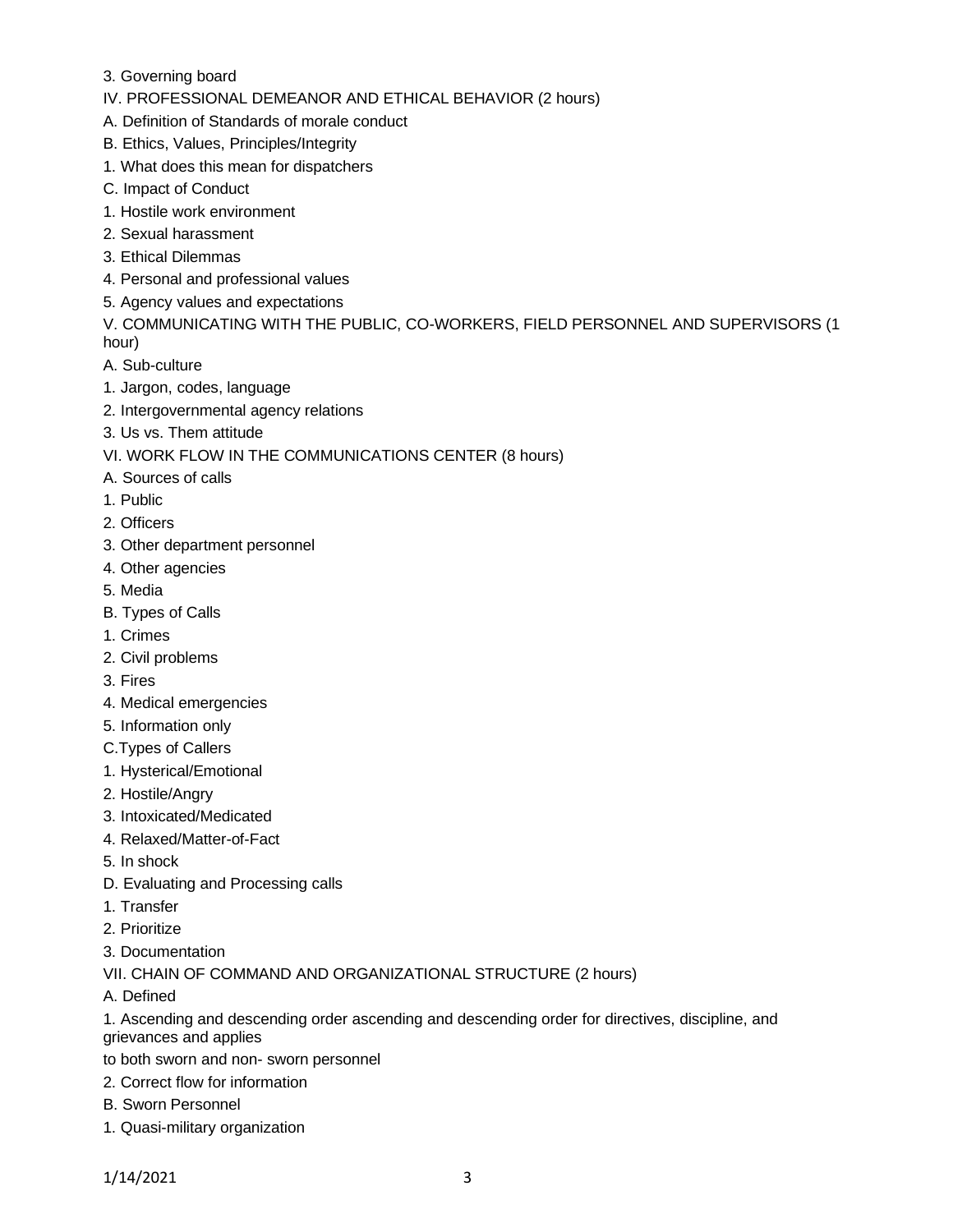3. Governing board

IV. PROFESSIONAL DEMEANOR AND ETHICAL BEHAVIOR (2 hours)

A. Definition of Standards of morale conduct

B. Ethics, Values, Principles/Integrity

1. What does this mean for dispatchers

C. Impact of Conduct

1. Hostile work environment

2. Sexual harassment

3. Ethical Dilemmas

4. Personal and professional values

5. Agency values and expectations

V. COMMUNICATING WITH THE PUBLIC, CO-WORKERS, FIELD PERSONNEL AND SUPERVISORS (1 hour)

A. Sub-culture

1. Jargon, codes, language

2. Intergovernmental agency relations

3. Us vs. Them attitude

VI. WORK FLOW IN THE COMMUNICATIONS CENTER (8 hours)

A. Sources of calls

1. Public

2. Officers

3. Other department personnel

4. Other agencies

5. Media

B. Types of Calls

1. Crimes

2. Civil problems

3. Fires

4. Medical emergencies

5. Information only

C.Types of Callers

1. Hysterical/Emotional

2. Hostile/Angry

3. Intoxicated/Medicated

4. Relaxed/Matter-of-Fact

5. In shock

D. Evaluating and Processing calls

1. Transfer

2. Prioritize

3. Documentation

VII. CHAIN OF COMMAND AND ORGANIZATIONAL STRUCTURE (2 hours)

A. Defined

1. Ascending and descending order ascending and descending order for directives, discipline, and grievances and applies
to both sworn and non- sworn personnel

2. Correct flow for information

B. Sworn Personnel

1. Quasi-military organization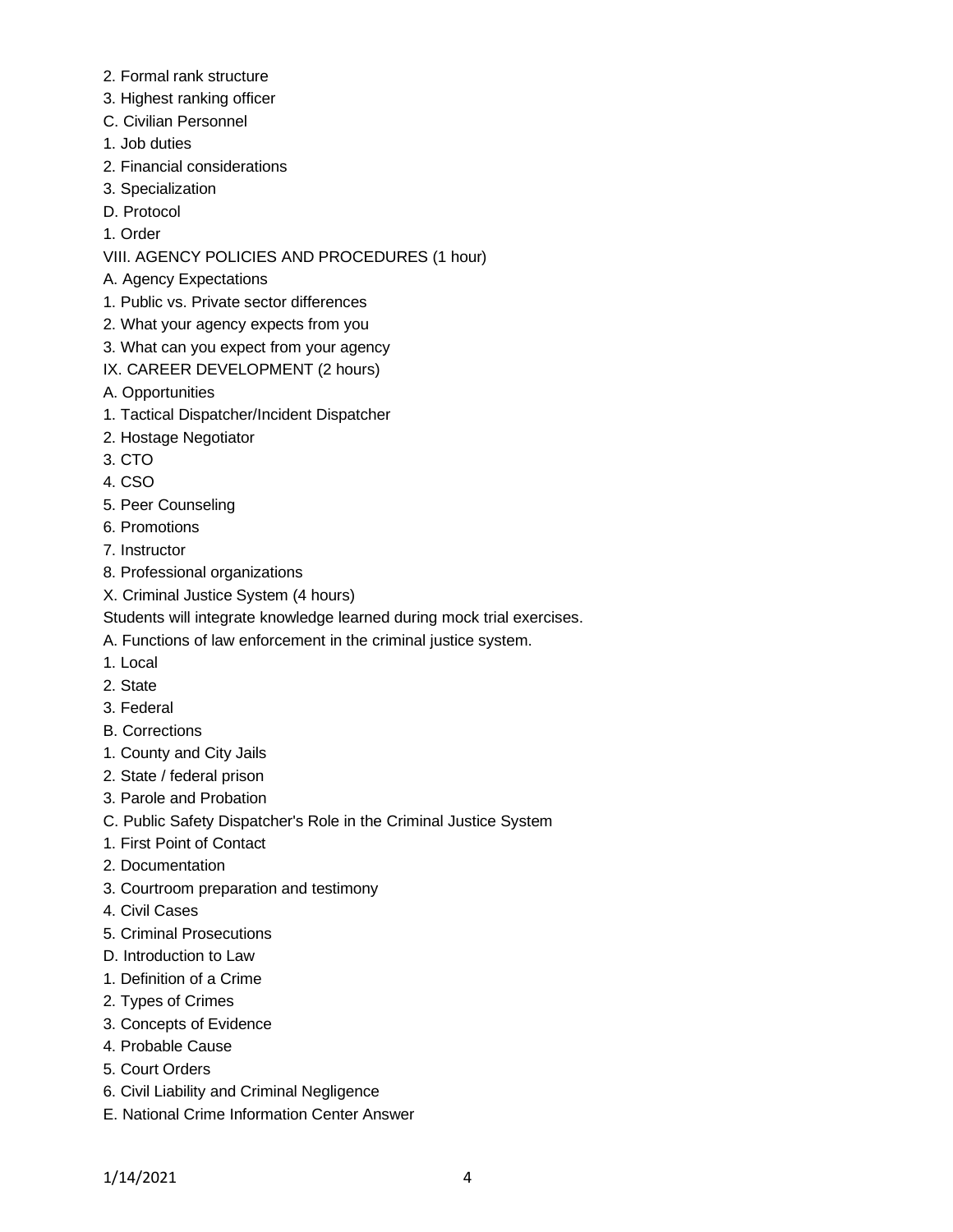2. Formal rank structure
3. Highest ranking officer

C. Civilian Personnel

1. Job duties
2. Financial considerations
3. Specialization

D. Protocol

1. Order

VIII. AGENCY POLICIES AND PROCEDURES (1 hour)

A. Agency Expectations

1. Public vs. Private sector differences
2. What your agency expects from you
3. What can you expect from your agency

IX. CAREER DEVELOPMENT (2 hours)

A. Opportunities

1. Tactical Dispatcher/Incident Dispatcher
2. Hostage Negotiator
3. CTO
4. CSO
5. Peer Counseling
6. Promotions
7. Instructor
8. Professional organizations

X. Criminal Justice System (4 hours)

Students will integrate knowledge learned during mock trial exercises.

A. Functions of law enforcement in the criminal justice system.

1. Local
2. State
3. Federal

B. Corrections

1. County and City Jails
2. State / federal prison
3. Parole and Probation

C. Public Safety Dispatcher's Role in the Criminal Justice System

1. First Point of Contact
2. Documentation
3. Courtroom preparation and testimony
4. Civil Cases
5. Criminal Prosecutions

D. Introduction to Law

1. Definition of a Crime
2. Types of Crimes
3. Concepts of Evidence
4. Probable Cause
5. Court Orders
6. Civil Liability and Criminal Negligence

E. National Crime Information Center Answer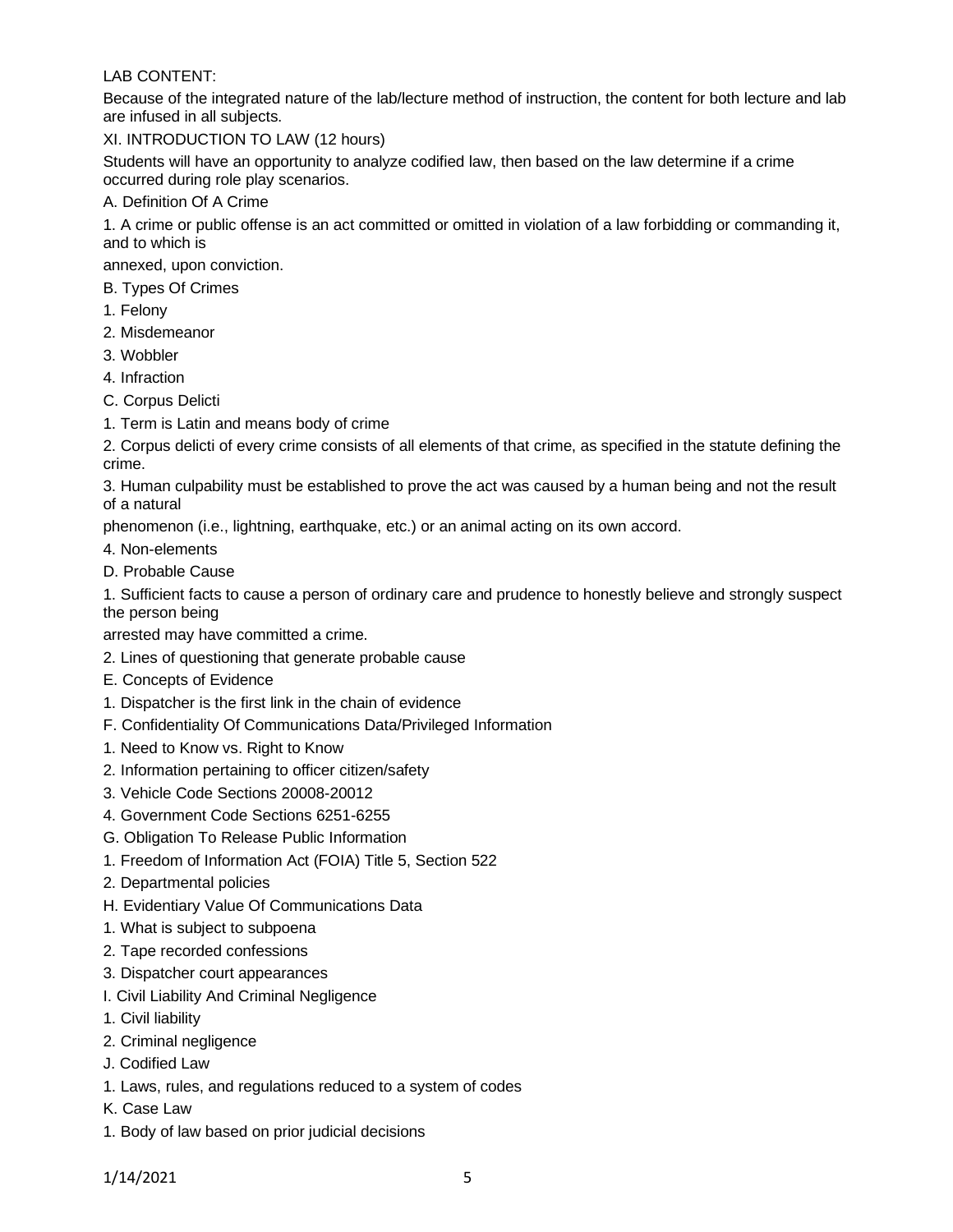LAB CONTENT:

Because of the integrated nature of the lab/lecture method of instruction, the content for both lecture and lab are infused in all subjects.

XI. INTRODUCTION TO LAW (12 hours)

Students will have an opportunity to analyze codified law, then based on the law determine if a crime occurred during role play scenarios.

A. Definition Of A Crime

1. A crime or public offense is an act committed or omitted in violation of a law forbidding or commanding it, and to which is annexed, upon conviction.

B. Types Of Crimes

1. Felony
2. Misdemeanor
3. Wobbler
4. Infraction

C. Corpus Delicti

1. Term is Latin and means body of crime
2. Corpus delicti of every crime consists of all elements of that crime, as specified in the statute defining the crime.
3. Human culpability must be established to prove the act was caused by a human being and not the result of a natural phenomenon (i.e., lightning, earthquake, etc.) or an animal acting on its own accord.
4. Non-elements

D. Probable Cause

1. Sufficient facts to cause a person of ordinary care and prudence to honestly believe and strongly suspect the person being arrested may have committed a crime.
2. Lines of questioning that generate probable cause

E. Concepts of Evidence

1. Dispatcher is the first link in the chain of evidence

F. Confidentiality Of Communications Data/Privileged Information

1. Need to Know vs. Right to Know
2. Information pertaining to officer citizen/safety
3. Vehicle Code Sections 20008-20012
4. Government Code Sections 6251-6255

G. Obligation To Release Public Information

1. Freedom of Information Act (FOIA) Title 5, Section 522
2. Departmental policies

H. Evidentiary Value Of Communications Data

1. What is subject to subpoena
2. Tape recorded confessions
3. Dispatcher court appearances

I. Civil Liability And Criminal Negligence

1. Civil liability
2. Criminal negligence

J. Codified Law

1. Laws, rules, and regulations reduced to a system of codes

K. Case Law

1. Body of law based on prior judicial decisions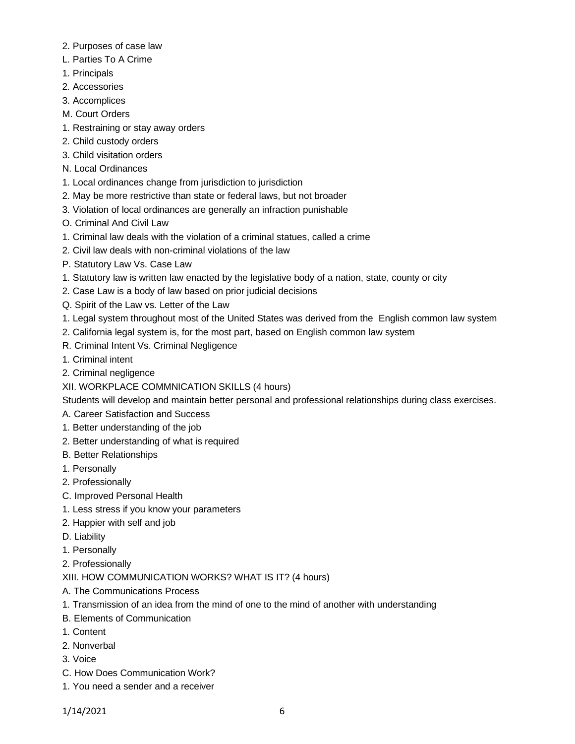2. Purposes of case law

L. Parties To A Crime

1. Principals
2. Accessories
3. Accomplices

M. Court Orders

1. Restraining or stay away orders
2. Child custody orders
3. Child visitation orders

N. Local Ordinances

1. Local ordinances change from jurisdiction to jurisdiction
2. May be more restrictive than state or federal laws, but not broader
3. Violation of local ordinances are generally an infraction punishable

O. Criminal And Civil Law

1. Criminal law deals with the violation of a criminal statues, called a crime
2. Civil law deals with non-criminal violations of the law

P. Statutory Law Vs. Case Law

1. Statutory law is written law enacted by the legislative body of a nation, state, county or city
2. Case Law is a body of law based on prior judicial decisions

Q. Spirit of the Law vs. Letter of the Law

1. Legal system throughout most of the United States was derived from the English common law system
2. California legal system is, for the most part, based on English common law system

R. Criminal Intent Vs. Criminal Negligence

1. Criminal intent
2. Criminal negligence

XII. WORKPLACE COMMNICATION SKILLS (4 hours)

Students will develop and maintain better personal and professional relationships during class exercises.

A. Career Satisfaction and Success

1. Better understanding of the job
2. Better understanding of what is required

B. Better Relationships

1. Personally
2. Professionally

C. Improved Personal Health

1. Less stress if you know your parameters
2. Happier with self and job

D. Liability

1. Personally
2. Professionally

XIII. HOW COMMUNICATION WORKS? WHAT IS IT? (4 hours)

A. The Communications Process

1. Transmission of an idea from the mind of one to the mind of another with understanding

B. Elements of Communication

1. Content
2. Nonverbal
3. Voice

C. How Does Communication Work?

1. You need a sender and a receiver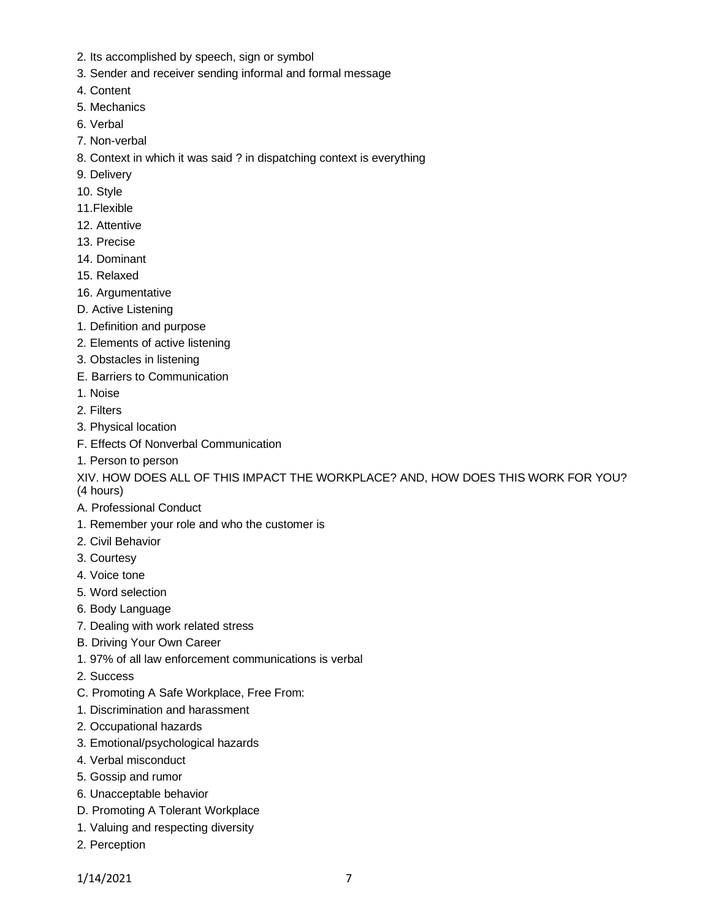2. Its accomplished by speech, sign or symbol
3. Sender and receiver sending informal and formal message
4. Content
5. Mechanics
6. Verbal
7. Non-verbal
8. Context in which it was said ? in dispatching context is everything
9. Delivery
10. Style
11.Flexible
12. Attentive
13. Precise
14. Dominant
15. Relaxed
16. Argumentative

D. Active Listening

1. Definition and purpose
2. Elements of active listening
3. Obstacles in listening

E. Barriers to Communication

1. Noise
2. Filters
3. Physical location

F. Effects Of Nonverbal Communication

1. Person to person

XIV. HOW DOES ALL OF THIS IMPACT THE WORKPLACE? AND, HOW DOES THIS WORK FOR YOU? (4 hours)

A. Professional Conduct

1. Remember your role and who the customer is
2. Civil Behavior
3. Courtesy
4. Voice tone
5. Word selection
6. Body Language
7. Dealing with work related stress

B. Driving Your Own Career

1. 97% of all law enforcement communications is verbal
2. Success

C. Promoting A Safe Workplace, Free From:

1. Discrimination and harassment
2. Occupational hazards
3. Emotional/psychological hazards
4. Verbal misconduct
5. Gossip and rumor
6. Unacceptable behavior

D. Promoting A Tolerant Workplace

1. Valuing and respecting diversity
2. Perception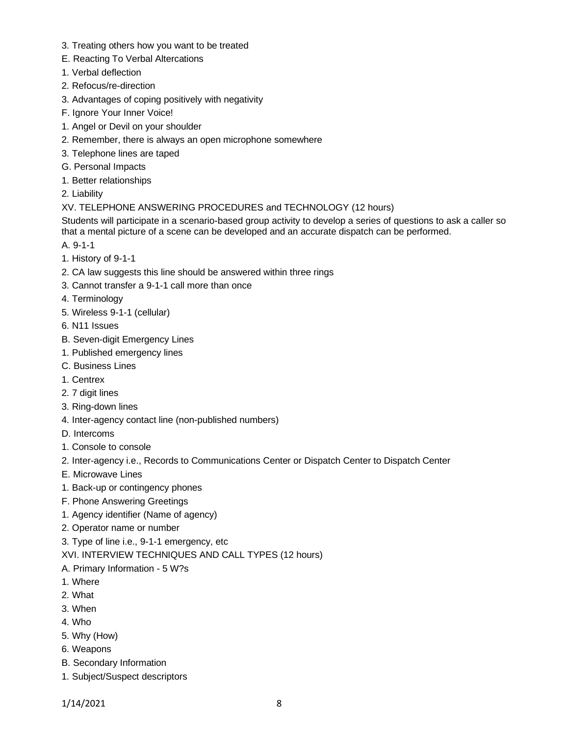3. Treating others how you want to be treated

E. Reacting To Verbal Altercations

1. Verbal deflection
2. Refocus/re-direction
3. Advantages of coping positively with negativity

F. Ignore Your Inner Voice!

1. Angel or Devil on your shoulder
2. Remember, there is always an open microphone somewhere
3. Telephone lines are taped

G. Personal Impacts

1. Better relationships
2. Liability

XV. TELEPHONE ANSWERING PROCEDURES and TECHNOLOGY (12 hours)

Students will participate in a scenario-based group activity to develop a series of questions to ask a caller so that a mental picture of a scene can be developed and an accurate dispatch can be performed.

A. 9-1-1

1. History of 9-1-1
2. CA law suggests this line should be answered within three rings
3. Cannot transfer a 9-1-1 call more than once
4. Terminology
5. Wireless 9-1-1 (cellular)
6. N11 Issues

B. Seven-digit Emergency Lines

1. Published emergency lines

C. Business Lines

1. Centrex
2. 7 digit lines
3. Ring-down lines
4. Inter-agency contact line (non-published numbers)

D. Intercoms

1. Console to console
2. Inter-agency i.e., Records to Communications Center or Dispatch Center to Dispatch Center

E. Microwave Lines

1. Back-up or contingency phones

F. Phone Answering Greetings

1. Agency identifier (Name of agency)
2. Operator name or number
3. Type of line i.e., 9-1-1 emergency, etc

XVI. INTERVIEW TECHNIQUES AND CALL TYPES (12 hours)

A. Primary Information - 5 W?s

1. Where
2. What
3. When
4. Who
5. Why (How)
6. Weapons

B. Secondary Information

1. Subject/Suspect descriptors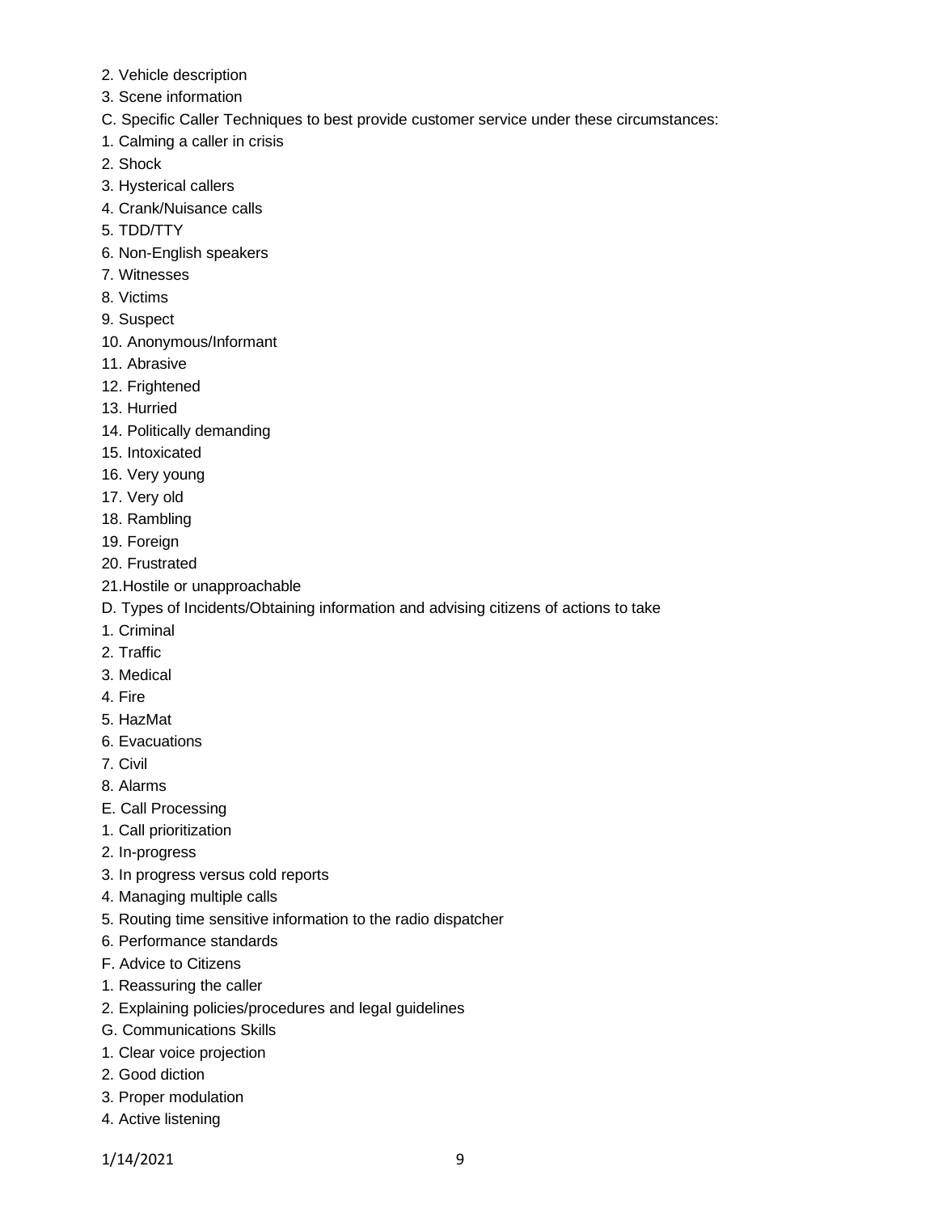2. Vehicle description
3. Scene information

C. Specific Caller Techniques to best provide customer service under these circumstances:

1. Calming a caller in crisis
2. Shock
3. Hysterical callers
4. Crank/Nuisance calls
5. TDD/TTY
6. Non-English speakers
7. Witnesses
8. Victims
9. Suspect
10. Anonymous/Informant
11. Abrasive
12. Frightened
13. Hurried
14. Politically demanding
15. Intoxicated
16. Very young
17. Very old
18. Rambling
19. Foreign
20. Frustrated
21. Hostile or unapproachable

D. Types of Incidents/Obtaining information and advising citizens of actions to take

1. Criminal
2. Traffic
3. Medical
4. Fire
5. HazMat
6. Evacuations
7. Civil
8. Alarms

E. Call Processing

1. Call prioritization
2. In-progress
3. In progress versus cold reports
4. Managing multiple calls
5. Routing time sensitive information to the radio dispatcher
6. Performance standards

F. Advice to Citizens

1. Reassuring the caller
2. Explaining policies/procedures and legal guidelines

G. Communications Skills

1. Clear voice projection
2. Good diction
3. Proper modulation
4. Active listening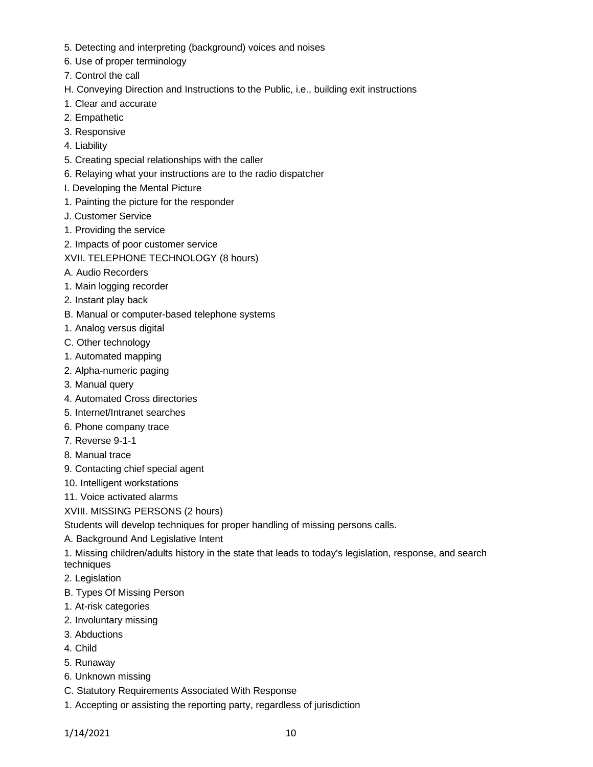5. Detecting and interpreting (background) voices and noises
6. Use of proper terminology
7. Control the call

H. Conveying Direction and Instructions to the Public, i.e., building exit instructions

1. Clear and accurate
2. Empathetic
3. Responsive
4. Liability
5. Creating special relationships with the caller
6. Relaying what your instructions are to the radio dispatcher

I. Developing the Mental Picture

1. Painting the picture for the responder

J. Customer Service

1. Providing the service
2. Impacts of poor customer service

XVII. TELEPHONE TECHNOLOGY (8 hours)

A. Audio Recorders

1. Main logging recorder
2. Instant play back

B. Manual or computer-based telephone systems

1. Analog versus digital

C. Other technology

1. Automated mapping
2. Alpha-numeric paging
3. Manual query
4. Automated Cross directories
5. Internet/Intranet searches
6. Phone company trace
7. Reverse 9-1-1
8. Manual trace
9. Contacting chief special agent
10. Intelligent workstations
11. Voice activated alarms

XVIII. MISSING PERSONS (2 hours)

Students will develop techniques for proper handling of missing persons calls.

A. Background And Legislative Intent

1. Missing children/adults history in the state that leads to today's legislation, response, and search techniques
2. Legislation

B. Types Of Missing Person

1. At-risk categories
2. Involuntary missing
3. Abductions
4. Child
5. Runaway
6. Unknown missing

C. Statutory Requirements Associated With Response

1. Accepting or assisting the reporting party, regardless of jurisdiction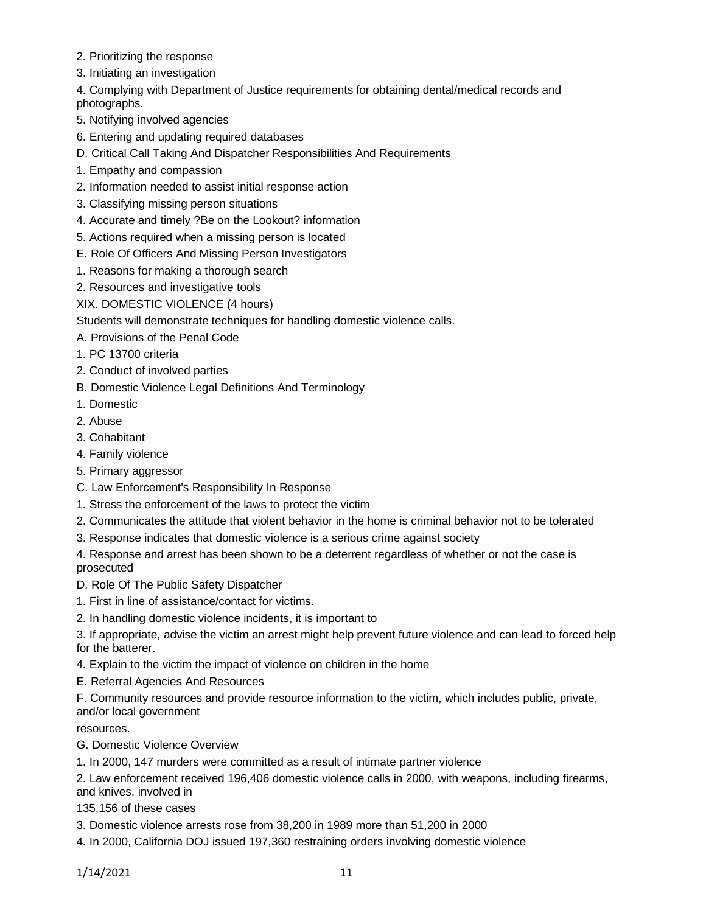2. Prioritizing the response
3. Initiating an investigation
4. Complying with Department of Justice requirements for obtaining dental/medical records and photographs.
5. Notifying involved agencies
6. Entering and updating required databases

D. Critical Call Taking And Dispatcher Responsibilities And Requirements

1. Empathy and compassion
2. Information needed to assist initial response action
3. Classifying missing person situations
4. Accurate and timely ?Be on the Lookout? information
5. Actions required when a missing person is located

E. Role Of Officers And Missing Person Investigators

1. Reasons for making a thorough search
2. Resources and investigative tools

XIX. DOMESTIC VIOLENCE (4 hours)

Students will demonstrate techniques for handling domestic violence calls.

A. Provisions of the Penal Code

1. PC 13700 criteria
2. Conduct of involved parties

B. Domestic Violence Legal Definitions And Terminology

1. Domestic
2. Abuse
3. Cohabitant
4. Family violence
5. Primary aggressor

C. Law Enforcement's Responsibility In Response

1. Stress the enforcement of the laws to protect the victim
2. Communicates the attitude that violent behavior in the home is criminal behavior not to be tolerated
3. Response indicates that domestic violence is a serious crime against society
4. Response and arrest has been shown to be a deterrent regardless of whether or not the case is prosecuted

D. Role Of The Public Safety Dispatcher

1. First in line of assistance/contact for victims.
2. In handling domestic violence incidents, it is important to
3. If appropriate, advise the victim an arrest might help prevent future violence and can lead to forced help for the batterer.
4. Explain to the victim the impact of violence on children in the home

E. Referral Agencies And Resources

F. Community resources and provide resource information to the victim, which includes public, private, and/or local government resources.

G. Domestic Violence Overview

1. In 2000, 147 murders were committed as a result of intimate partner violence
2. Law enforcement received 196,406 domestic violence calls in 2000, with weapons, including firearms, and knives, involved in 135,156 of these cases
3. Domestic violence arrests rose from 38,200 in 1989 more than 51,200 in 2000
4. In 2000, California DOJ issued 197,360 restraining orders involving domestic violence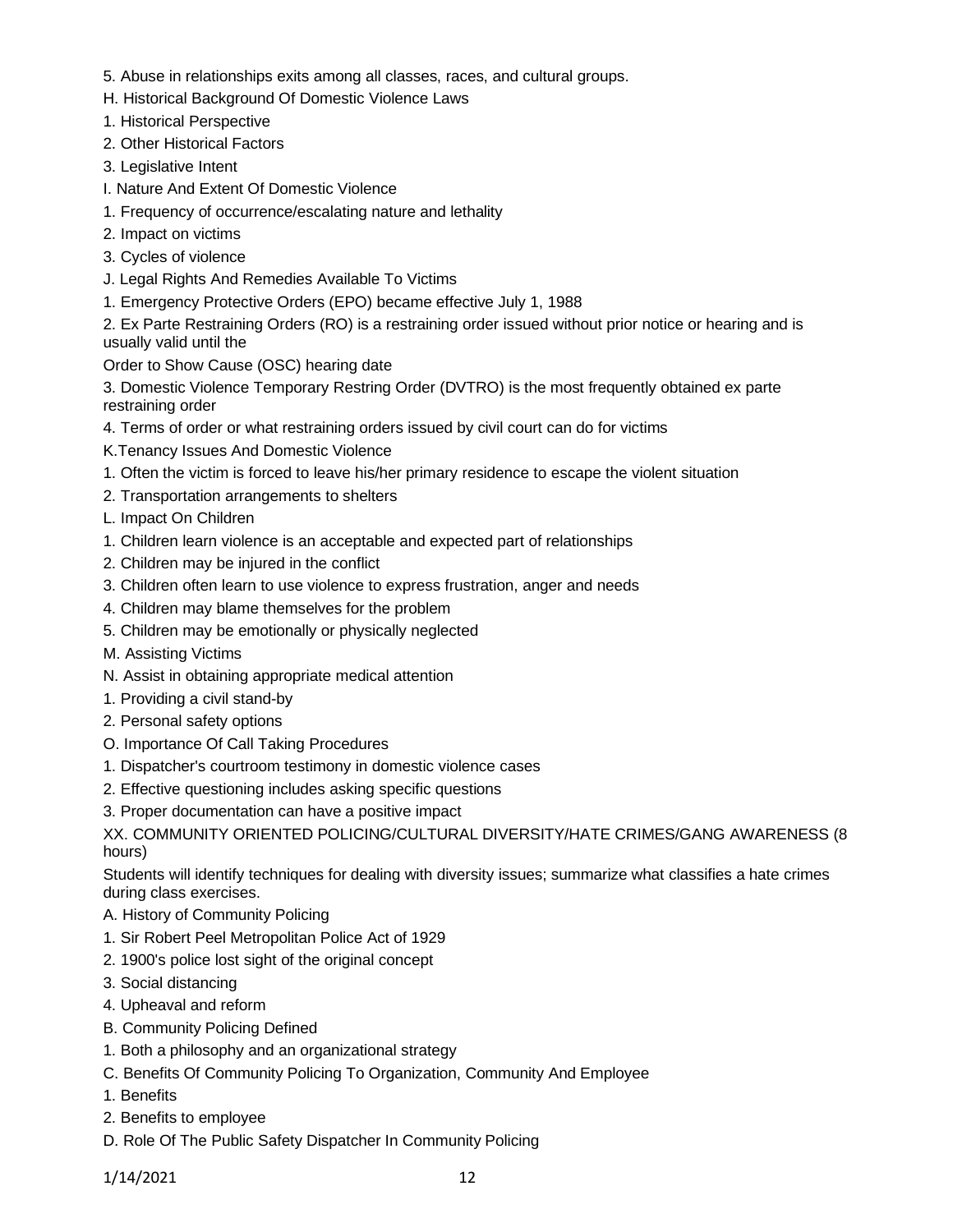5. Abuse in relationships exits among all classes, races, and cultural groups.

H. Historical Background Of Domestic Violence Laws

1. Historical Perspective
2. Other Historical Factors
3. Legislative Intent

I. Nature And Extent Of Domestic Violence

1. Frequency of occurrence/escalating nature and lethality
2. Impact on victims
3. Cycles of violence

J. Legal Rights And Remedies Available To Victims

1. Emergency Protective Orders (EPO) became effective July 1, 1988
2. Ex Parte Restraining Orders (RO) is a restraining order issued without prior notice or hearing and is usually valid until the Order to Show Cause (OSC) hearing date
3. Domestic Violence Temporary Restring Order (DVTRO) is the most frequently obtained ex parte restraining order
4. Terms of order or what restraining orders issued by civil court can do for victims

K.Tenancy Issues And Domestic Violence

1. Often the victim is forced to leave his/her primary residence to escape the violent situation
2. Transportation arrangements to shelters

L. Impact On Children

1. Children learn violence is an acceptable and expected part of relationships
2. Children may be injured in the conflict
3. Children often learn to use violence to express frustration, anger and needs
4. Children may blame themselves for the problem
5. Children may be emotionally or physically neglected

M. Assisting Victims

N. Assist in obtaining appropriate medical attention

1. Providing a civil stand-by
2. Personal safety options

O. Importance Of Call Taking Procedures

1. Dispatcher's courtroom testimony in domestic violence cases
2. Effective questioning includes asking specific questions
3. Proper documentation can have a positive impact

XX. COMMUNITY ORIENTED POLICING/CULTURAL DIVERSITY/HATE CRIMES/GANG AWARENESS (8 hours)

Students will identify techniques for dealing with diversity issues; summarize what classifies a hate crimes during class exercises.

A. History of Community Policing

1. Sir Robert Peel Metropolitan Police Act of 1929
2. 1900's police lost sight of the original concept
3. Social distancing
4. Upheaval and reform

B. Community Policing Defined

1. Both a philosophy and an organizational strategy

C. Benefits Of Community Policing To Organization, Community And Employee

1. Benefits
2. Benefits to employee

D. Role Of The Public Safety Dispatcher In Community Policing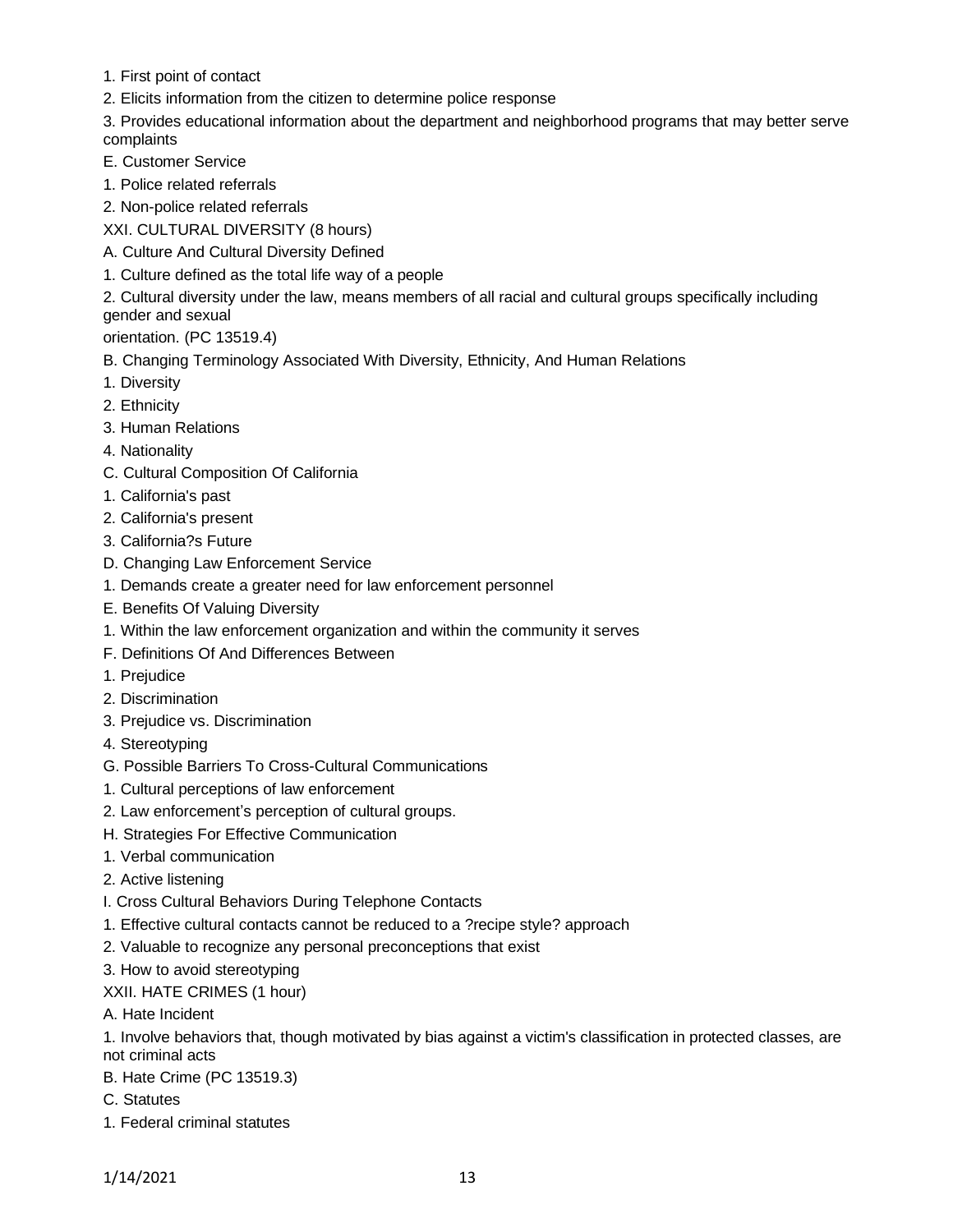1. First point of contact
2. Elicits information from the citizen to determine police response
3. Provides educational information about the department and neighborhood programs that may better serve complaints

E. Customer Service

1. Police related referrals
2. Non-police related referrals

XXI. CULTURAL DIVERSITY (8 hours)

A. Culture And Cultural Diversity Defined

1. Culture defined as the total life way of a people
2. Cultural diversity under the law, means members of all racial and cultural groups specifically including gender and sexual orientation. (PC 13519.4)

B. Changing Terminology Associated With Diversity, Ethnicity, And Human Relations

1. Diversity
2. Ethnicity
3. Human Relations
4. Nationality

C. Cultural Composition Of California

1. California's past
2. California's present
3. California?s Future

D. Changing Law Enforcement Service

1. Demands create a greater need for law enforcement personnel

E. Benefits Of Valuing Diversity

1. Within the law enforcement organization and within the community it serves

F. Definitions Of And Differences Between

1. Prejudice
2. Discrimination
3. Prejudice vs. Discrimination
4. Stereotyping

G. Possible Barriers To Cross-Cultural Communications

1. Cultural perceptions of law enforcement
2. Law enforcement's perception of cultural groups.

H. Strategies For Effective Communication

1. Verbal communication
2. Active listening

I. Cross Cultural Behaviors During Telephone Contacts

1. Effective cultural contacts cannot be reduced to a ?recipe style? approach
2. Valuable to recognize any personal preconceptions that exist
3. How to avoid stereotyping

XXII. HATE CRIMES (1 hour)

A. Hate Incident

1. Involve behaviors that, though motivated by bias against a victim's classification in protected classes, are not criminal acts

B. Hate Crime (PC 13519.3)

C. Statutes

1. Federal criminal statutes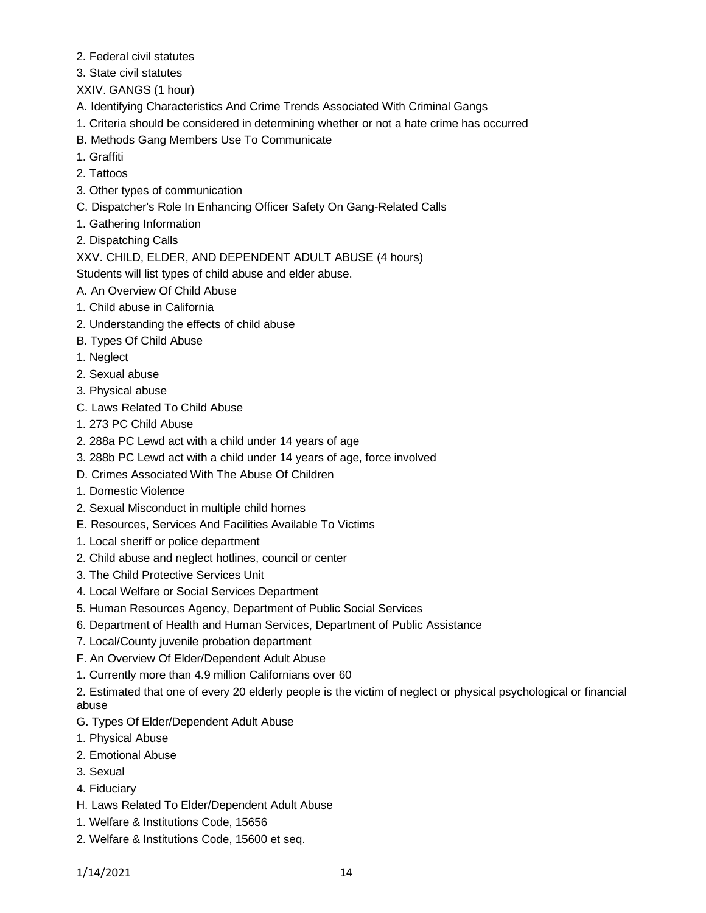2. Federal civil statutes
3. State civil statutes

XXIV. GANGS (1 hour)

A. Identifying Characteristics And Crime Trends Associated With Criminal Gangs
1. Criteria should be considered in determining whether or not a hate crime has occurred

B. Methods Gang Members Use To Communicate
1. Graffiti
2. Tattoos
3. Other types of communication

C. Dispatcher's Role In Enhancing Officer Safety On Gang-Related Calls
1. Gathering Information
2. Dispatching Calls

XXV. CHILD, ELDER, AND DEPENDENT ADULT ABUSE (4 hours)

Students will list types of child abuse and elder abuse.

A. An Overview Of Child Abuse
1. Child abuse in California
2. Understanding the effects of child abuse

B. Types Of Child Abuse
1. Neglect
2. Sexual abuse
3. Physical abuse

C. Laws Related To Child Abuse
1. 273 PC Child Abuse
2. 288a PC Lewd act with a child under 14 years of age
3. 288b PC Lewd act with a child under 14 years of age, force involved

D. Crimes Associated With The Abuse Of Children
1. Domestic Violence
2. Sexual Misconduct in multiple child homes

E. Resources, Services And Facilities Available To Victims
1. Local sheriff or police department
2. Child abuse and neglect hotlines, council or center
3. The Child Protective Services Unit
4. Local Welfare or Social Services Department
5. Human Resources Agency, Department of Public Social Services
6. Department of Health and Human Services, Department of Public Assistance
7. Local/County juvenile probation department

F. An Overview Of Elder/Dependent Adult Abuse
1. Currently more than 4.9 million Californians over 60
2. Estimated that one of every 20 elderly people is the victim of neglect or physical psychological or financial abuse

G. Types Of Elder/Dependent Adult Abuse
1. Physical Abuse
2. Emotional Abuse
3. Sexual
4. Fiduciary

H. Laws Related To Elder/Dependent Adult Abuse
1. Welfare & Institutions Code, 15656
2. Welfare & Institutions Code, 15600 et seq.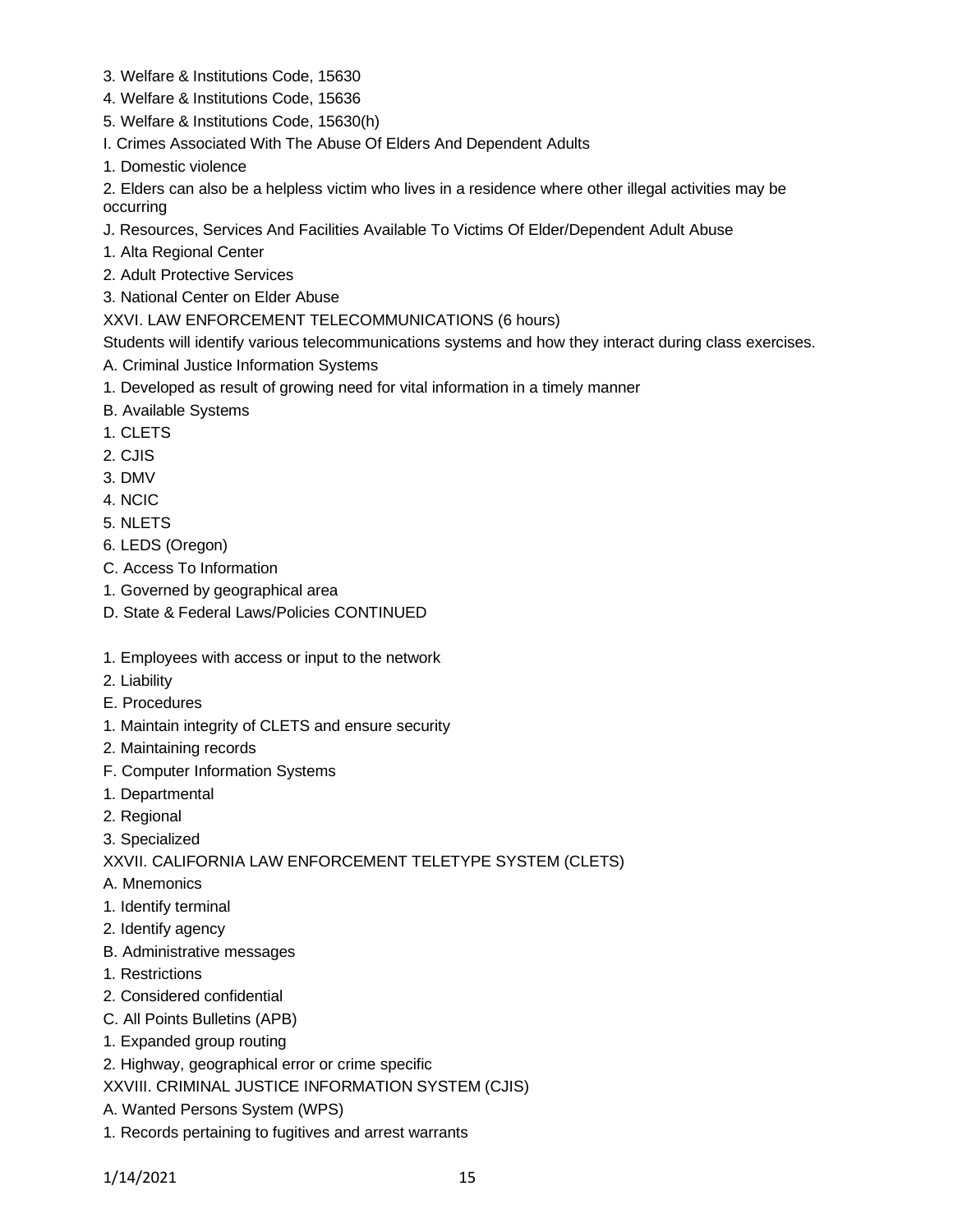3. Welfare & Institutions Code, 15630
4. Welfare & Institutions Code, 15636
5. Welfare & Institutions Code, 15630(h)

I. Crimes Associated With The Abuse Of Elders And Dependent Adults

1. Domestic violence
2. Elders can also be a helpless victim who lives in a residence where other illegal activities may be occurring

J. Resources, Services And Facilities Available To Victims Of Elder/Dependent Adult Abuse

1. Alta Regional Center
2. Adult Protective Services
3. National Center on Elder Abuse

XXVI. LAW ENFORCEMENT TELECOMMUNICATIONS (6 hours)

Students will identify various telecommunications systems and how they interact during class exercises.

A. Criminal Justice Information Systems

1. Developed as result of growing need for vital information in a timely manner

B. Available Systems

1. CLETS
2. CJIS
3. DMV
4. NCIC
5. NLETS
6. LEDS (Oregon)

C. Access To Information

1. Governed by geographical area

D. State & Federal Laws/Policies CONTINUED

1. Employees with access or input to the network
2. Liability

E. Procedures

1. Maintain integrity of CLETS and ensure security
2. Maintaining records

F. Computer Information Systems

1. Departmental
2. Regional
3. Specialized

XXVII. CALIFORNIA LAW ENFORCEMENT TELETYPE SYSTEM (CLETS)

A. Mnemonics

1. Identify terminal
2. Identify agency

B. Administrative messages

1. Restrictions
2. Considered confidential

C. All Points Bulletins (APB)

1. Expanded group routing
2. Highway, geographical error or crime specific

XXVIII. CRIMINAL JUSTICE INFORMATION SYSTEM (CJIS)

A. Wanted Persons System (WPS)

1. Records pertaining to fugitives and arrest warrants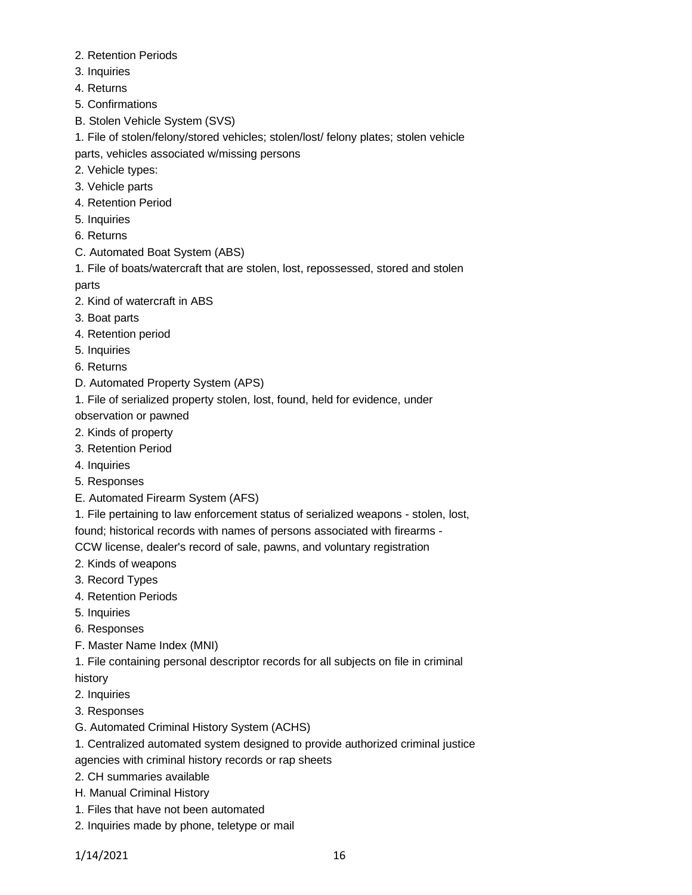2. Retention Periods
3. Inquiries
4. Returns
5. Confirmations

B. Stolen Vehicle System (SVS)

1. File of stolen/felony/stored vehicles; stolen/lost/ felony plates; stolen vehicle parts, vehicles associated w/missing persons
2. Vehicle types:
3. Vehicle parts
4. Retention Period
5. Inquiries
6. Returns

C. Automated Boat System (ABS)

1. File of boats/watercraft that are stolen, lost, repossessed, stored and stolen parts
2. Kind of watercraft in ABS
3. Boat parts
4. Retention period
5. Inquiries
6. Returns

D. Automated Property System (APS)

1. File of serialized property stolen, lost, found, held for evidence, under observation or pawned
2. Kinds of property
3. Retention Period
4. Inquiries
5. Responses

E. Automated Firearm System (AFS)

1. File pertaining to law enforcement status of serialized weapons - stolen, lost, found; historical records with names of persons associated with firearms - CCW license, dealer's record of sale, pawns, and voluntary registration
2. Kinds of weapons
3. Record Types
4. Retention Periods
5. Inquiries
6. Responses

F. Master Name Index (MNI)

1. File containing personal descriptor records for all subjects on file in criminal history
2. Inquiries
3. Responses

G. Automated Criminal History System (ACHS)

1. Centralized automated system designed to provide authorized criminal justice agencies with criminal history records or rap sheets
2. CH summaries available

H. Manual Criminal History

1. Files that have not been automated
2. Inquiries made by phone, teletype or mail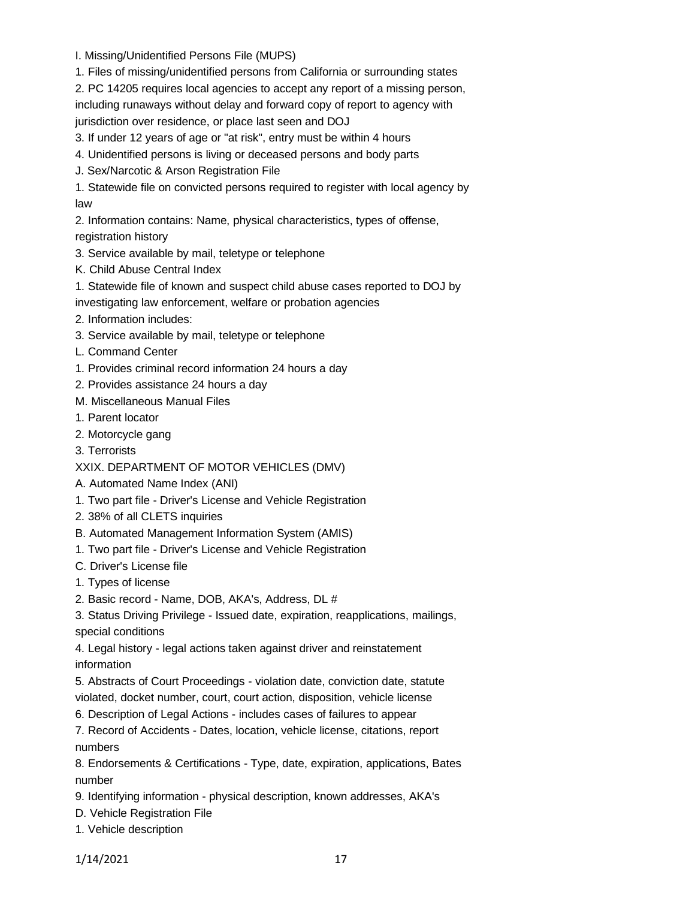I. Missing/Unidentified Persons File (MUPS)

1. Files of missing/unidentified persons from California or surrounding states
2. PC 14205 requires local agencies to accept any report of a missing person, including runaways without delay and forward copy of report to agency with jurisdiction over residence, or place last seen and DOJ
3. If under 12 years of age or "at risk", entry must be within 4 hours
4. Unidentified persons is living or deceased persons and body parts

J. Sex/Narcotic & Arson Registration File

1. Statewide file on convicted persons required to register with local agency by law
2. Information contains: Name, physical characteristics, types of offense, registration history
3. Service available by mail, teletype or telephone

K. Child Abuse Central Index

1. Statewide file of known and suspect child abuse cases reported to DOJ by investigating law enforcement, welfare or probation agencies
2. Information includes:
3. Service available by mail, teletype or telephone

L. Command Center

1. Provides criminal record information 24 hours a day
2. Provides assistance 24 hours a day

M. Miscellaneous Manual Files

1. Parent locator
2. Motorcycle gang
3. Terrorists

XXIX. DEPARTMENT OF MOTOR VEHICLES (DMV)

A. Automated Name Index (ANI)

1. Two part file - Driver's License and Vehicle Registration
2. 38% of all CLETS inquiries

B. Automated Management Information System (AMIS)

1. Two part file - Driver's License and Vehicle Registration

C. Driver's License file

1. Types of license
2. Basic record - Name, DOB, AKA's, Address, DL #
3. Status Driving Privilege - Issued date, expiration, reapplications, mailings, special conditions
4. Legal history - legal actions taken against driver and reinstatement information
5. Abstracts of Court Proceedings - violation date, conviction date, statute violated, docket number, court, court action, disposition, vehicle license
6. Description of Legal Actions - includes cases of failures to appear
7. Record of Accidents - Dates, location, vehicle license, citations, report numbers
8. Endorsements & Certifications - Type, date, expiration, applications, Bates number
9. Identifying information - physical description, known addresses, AKA's

D. Vehicle Registration File

1. Vehicle description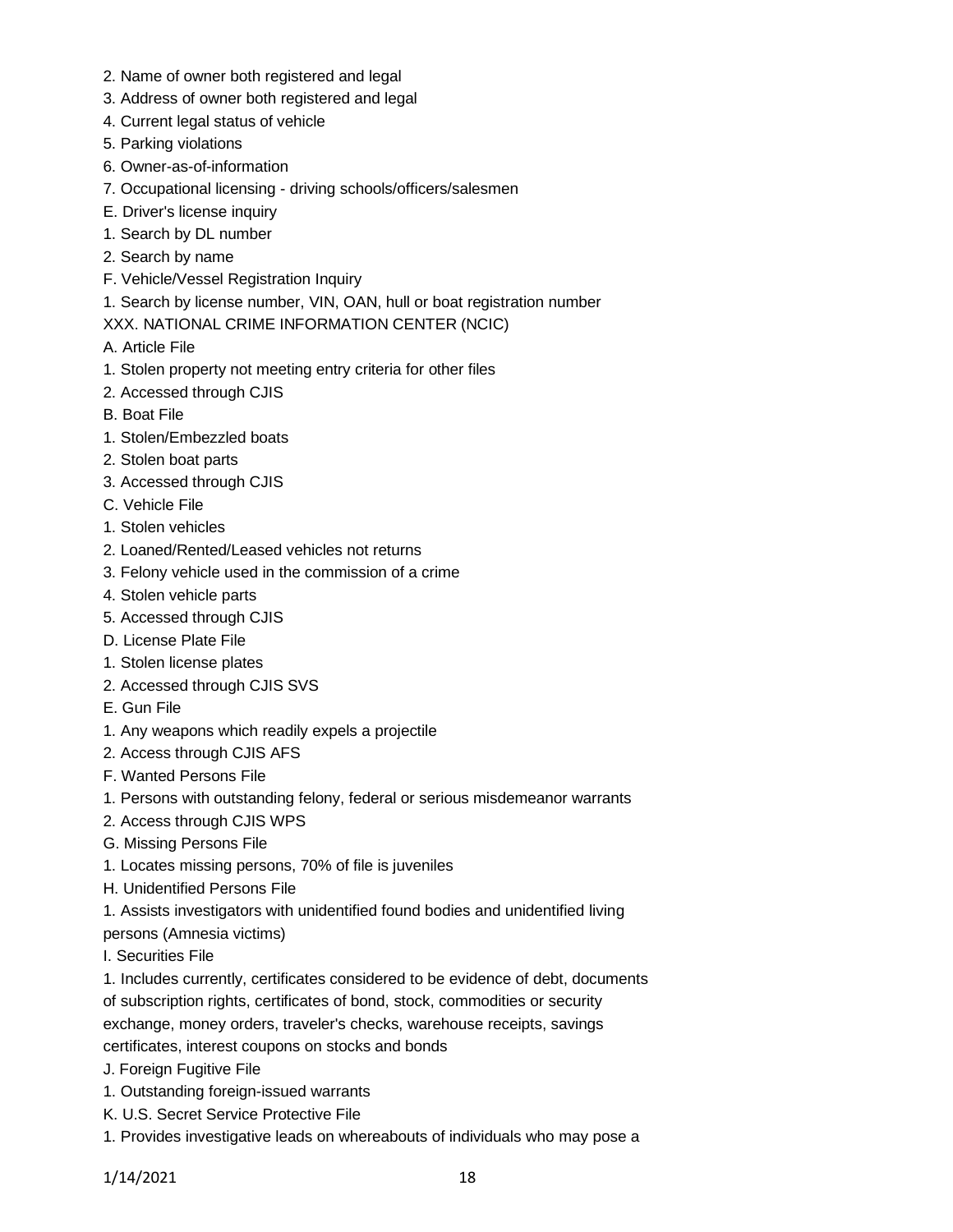2. Name of owner both registered and legal
3. Address of owner both registered and legal
4. Current legal status of vehicle
5. Parking violations
6. Owner-as-of-information
7. Occupational licensing - driving schools/officers/salesmen

E. Driver's license inquiry
1. Search by DL number
2. Search by name

F. Vehicle/Vessel Registration Inquiry
1. Search by license number, VIN, OAN, hull or boat registration number

XXX. NATIONAL CRIME INFORMATION CENTER (NCIC)

A. Article File
1. Stolen property not meeting entry criteria for other files
2. Accessed through CJIS

B. Boat File
1. Stolen/Embezzled boats
2. Stolen boat parts
3. Accessed through CJIS

C. Vehicle File
1. Stolen vehicles
2. Loaned/Rented/Leased vehicles not returns
3. Felony vehicle used in the commission of a crime
4. Stolen vehicle parts
5. Accessed through CJIS

D. License Plate File
1. Stolen license plates
2. Accessed through CJIS SVS

E. Gun File
1. Any weapons which readily expels a projectile
2. Access through CJIS AFS

F. Wanted Persons File
1. Persons with outstanding felony, federal or serious misdemeanor warrants
2. Access through CJIS WPS

G. Missing Persons File
1. Locates missing persons, 70% of file is juveniles

H. Unidentified Persons File
1. Assists investigators with unidentified found bodies and unidentified living persons (Amnesia victims)

I. Securities File
1. Includes currently, certificates considered to be evidence of debt, documents of subscription rights, certificates of bond, stock, commodities or security exchange, money orders, traveler's checks, warehouse receipts, savings certificates, interest coupons on stocks and bonds

J. Foreign Fugitive File
1. Outstanding foreign-issued warrants

K. U.S. Secret Service Protective File
1. Provides investigative leads on whereabouts of individuals who may pose a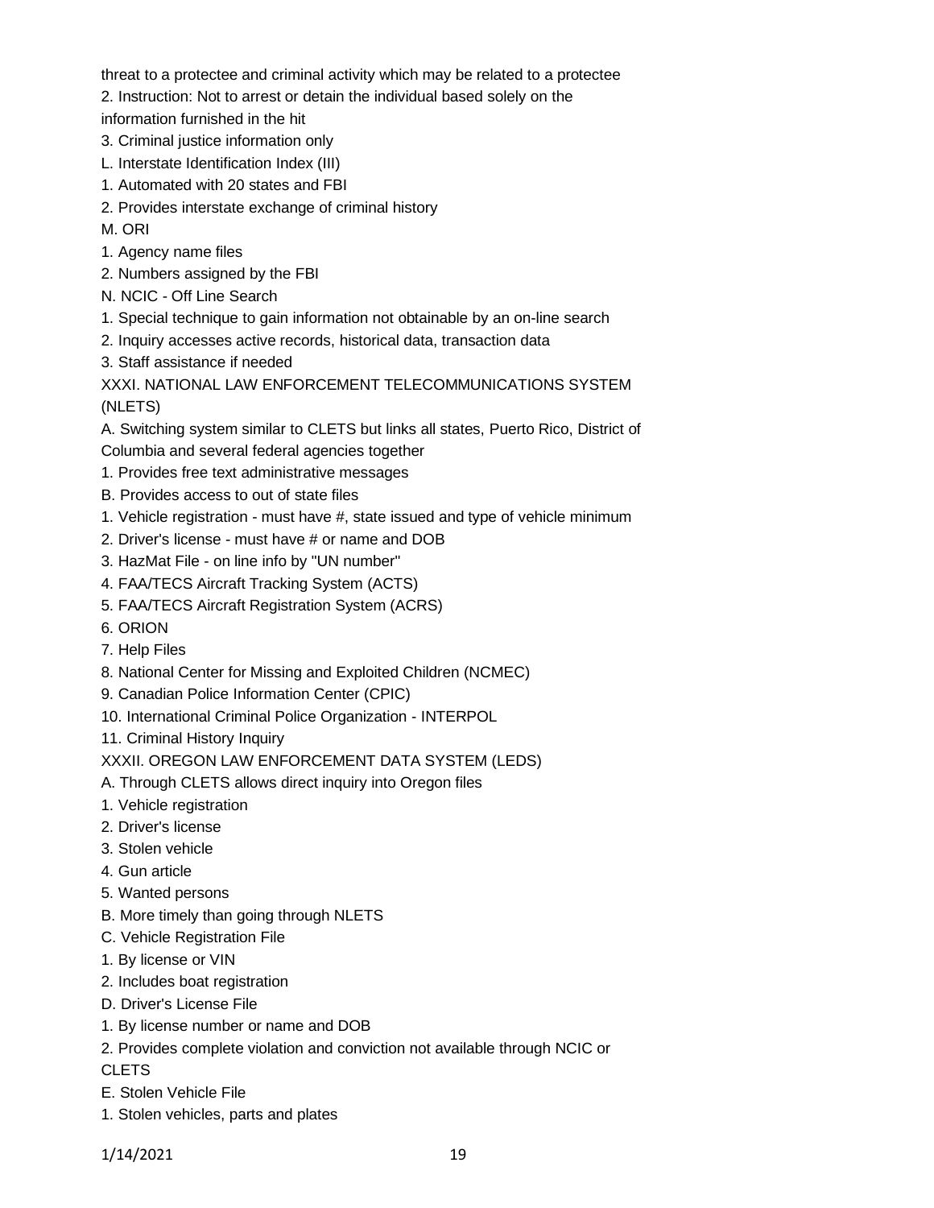threat to a protectee and criminal activity which may be related to a protectee

2. Instruction: Not to arrest or detain the individual based solely on the information furnished in the hit

3. Criminal justice information only

L. Interstate Identification Index (III)

1. Automated with 20 states and FBI

2. Provides interstate exchange of criminal history

M. ORI

1. Agency name files

2. Numbers assigned by the FBI

N. NCIC - Off Line Search

1. Special technique to gain information not obtainable by an on-line search

2. Inquiry accesses active records, historical data, transaction data

3. Staff assistance if needed

XXXI. NATIONAL LAW ENFORCEMENT TELECOMMUNICATIONS SYSTEM (NLETS)

A. Switching system similar to CLETS but links all states, Puerto Rico, District of Columbia and several federal agencies together

1. Provides free text administrative messages

B. Provides access to out of state files

1. Vehicle registration - must have #, state issued and type of vehicle minimum

2. Driver's license - must have # or name and DOB

3. HazMat File - on line info by "UN number"

4. FAA/TECS Aircraft Tracking System (ACTS)

5. FAA/TECS Aircraft Registration System (ACRS)

6. ORION

7. Help Files

8. National Center for Missing and Exploited Children (NCMEC)

9. Canadian Police Information Center (CPIC)

10. International Criminal Police Organization - INTERPOL

11. Criminal History Inquiry

XXXII. OREGON LAW ENFORCEMENT DATA SYSTEM (LEDS)

A. Through CLETS allows direct inquiry into Oregon files

1. Vehicle registration

2. Driver's license

3. Stolen vehicle

4. Gun article

5. Wanted persons

B. More timely than going through NLETS

C. Vehicle Registration File

1. By license or VIN

2. Includes boat registration

D. Driver's License File

1. By license number or name and DOB

2. Provides complete violation and conviction not available through NCIC or CLETS

E. Stolen Vehicle File

1. Stolen vehicles, parts and plates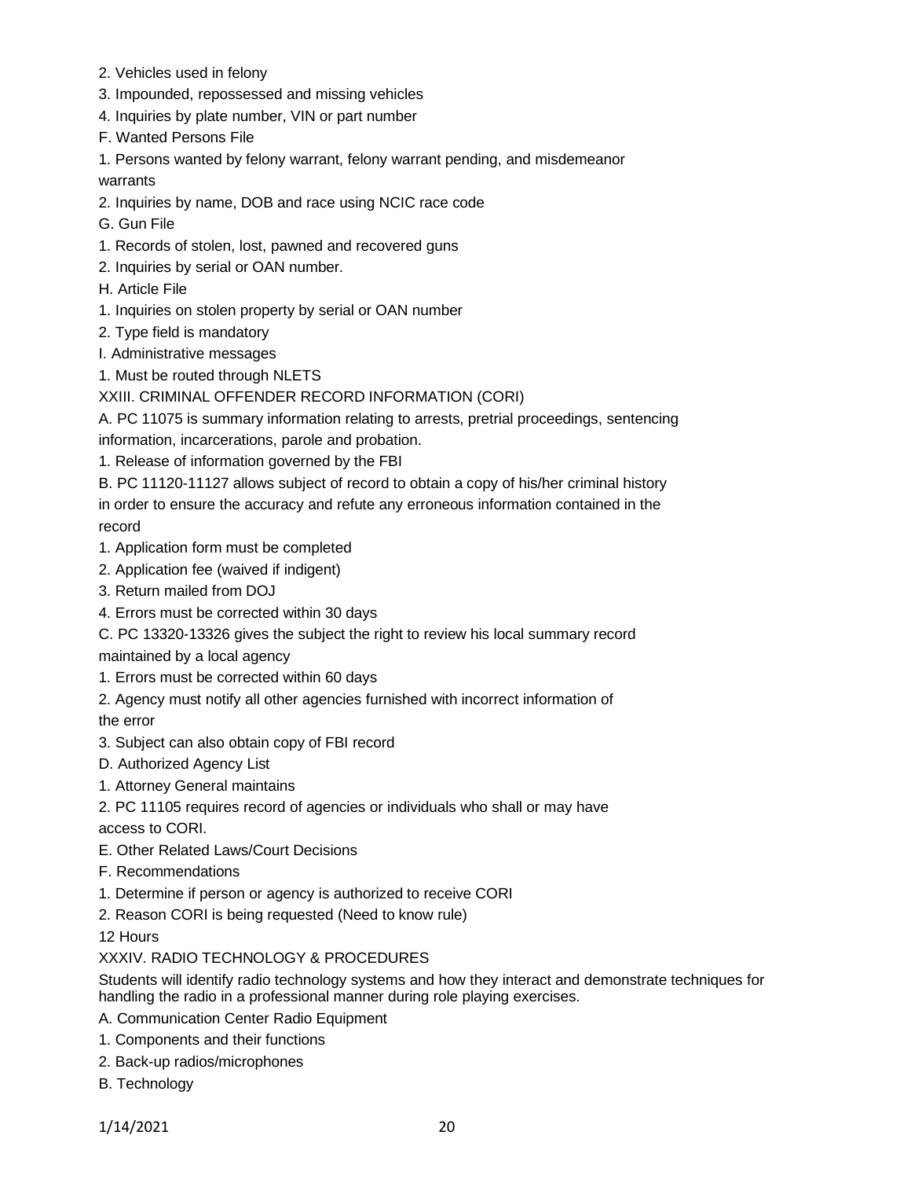2. Vehicles used in felony
3. Impounded, repossessed and missing vehicles
4. Inquiries by plate number, VIN or part number

F. Wanted Persons File

1. Persons wanted by felony warrant, felony warrant pending, and misdemeanor warrants
2. Inquiries by name, DOB and race using NCIC race code

G. Gun File

1. Records of stolen, lost, pawned and recovered guns
2. Inquiries by serial or OAN number.

H. Article File

1. Inquiries on stolen property by serial or OAN number
2. Type field is mandatory

I. Administrative messages

1. Must be routed through NLETS

XXIII. CRIMINAL OFFENDER RECORD INFORMATION (CORI)

A. PC 11075 is summary information relating to arrests, pretrial proceedings, sentencing information, incarcerations, parole and probation.

1. Release of information governed by the FBI

B. PC 11120-11127 allows subject of record to obtain a copy of his/her criminal history in order to ensure the accuracy and refute any erroneous information contained in the record

1. Application form must be completed
2. Application fee (waived if indigent)
3. Return mailed from DOJ
4. Errors must be corrected within 30 days

C. PC 13320-13326 gives the subject the right to review his local summary record maintained by a local agency

1. Errors must be corrected within 60 days
2. Agency must notify all other agencies furnished with incorrect information of the error
3. Subject can also obtain copy of FBI record

D. Authorized Agency List

1. Attorney General maintains
2. PC 11105 requires record of agencies or individuals who shall or may have access to CORI.

E. Other Related Laws/Court Decisions

F. Recommendations

1. Determine if person or agency is authorized to receive CORI
2. Reason CORI is being requested (Need to know rule)

12 Hours

XXXIV. RADIO TECHNOLOGY & PROCEDURES

Students will identify radio technology systems and how they interact and demonstrate techniques for handling the radio in a professional manner during role playing exercises.

A. Communication Center Radio Equipment

1. Components and their functions
2. Back-up radios/microphones

B. Technology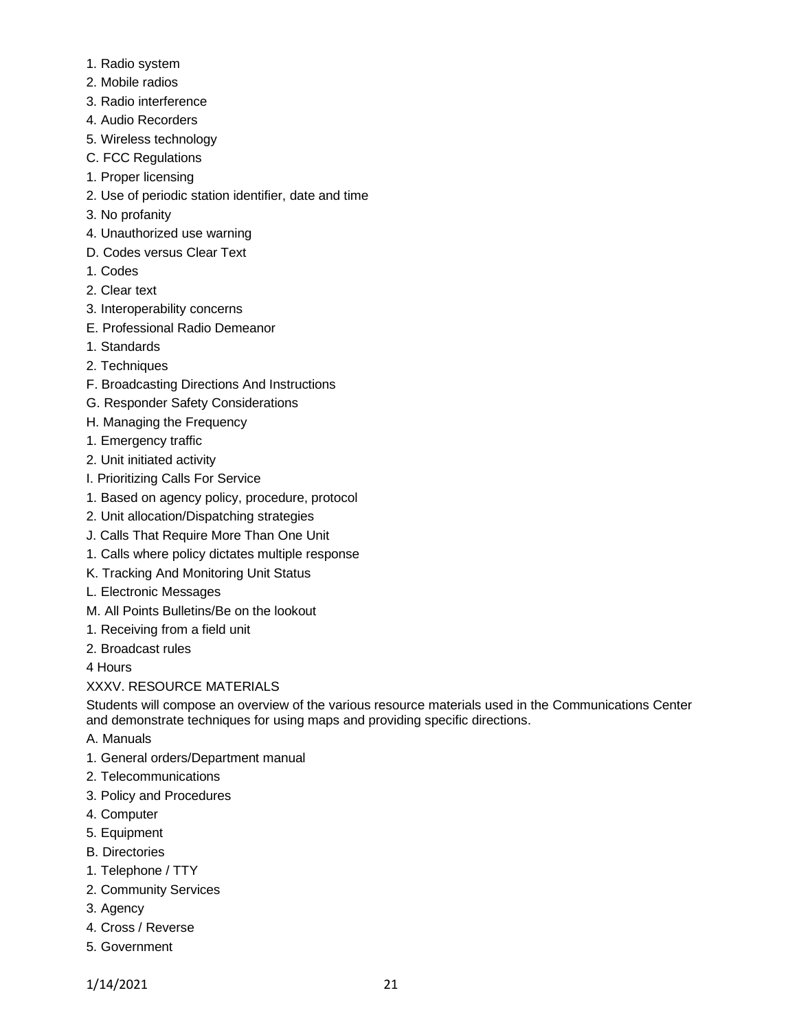1. Radio system
2. Mobile radios
3. Radio interference
4. Audio Recorders
5. Wireless technology

C. FCC Regulations

1. Proper licensing
2. Use of periodic station identifier, date and time
3. No profanity
4. Unauthorized use warning

D. Codes versus Clear Text

1. Codes
2. Clear text
3. Interoperability concerns

E. Professional Radio Demeanor

1. Standards
2. Techniques

F. Broadcasting Directions And Instructions

G. Responder Safety Considerations

H. Managing the Frequency

1. Emergency traffic
2. Unit initiated activity

I. Prioritizing Calls For Service

1. Based on agency policy, procedure, protocol
2. Unit allocation/Dispatching strategies

J. Calls That Require More Than One Unit

1. Calls where policy dictates multiple response

K. Tracking And Monitoring Unit Status

L. Electronic Messages

M. All Points Bulletins/Be on the lookout

1. Receiving from a field unit
2. Broadcast rules

4 Hours

XXXV. RESOURCE MATERIALS

Students will compose an overview of the various resource materials used in the Communications Center and demonstrate techniques for using maps and providing specific directions.

A. Manuals

1. General orders/Department manual
2. Telecommunications
3. Policy and Procedures
4. Computer
5. Equipment

B. Directories

1. Telephone / TTY
2. Community Services
3. Agency
4. Cross / Reverse
5. Government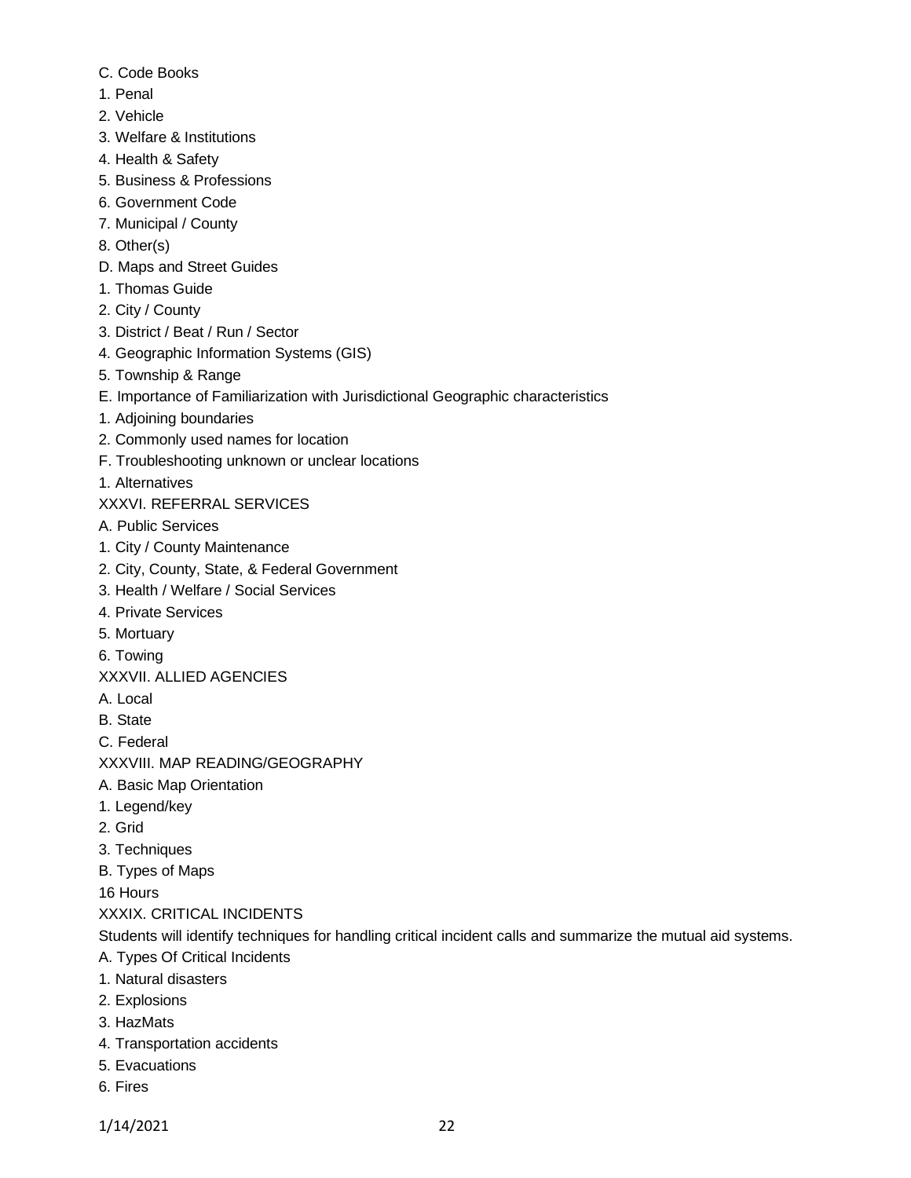C. Code Books

1. Penal
2. Vehicle
3. Welfare & Institutions
4. Health & Safety
5. Business & Professions
6. Government Code
7. Municipal / County
8. Other(s)

D. Maps and Street Guides

1. Thomas Guide
2. City / County
3. District / Beat / Run / Sector
4. Geographic Information Systems (GIS)
5. Township & Range

E. Importance of Familiarization with Jurisdictional Geographic characteristics

1. Adjoining boundaries
2. Commonly used names for location

F. Troubleshooting unknown or unclear locations

1. Alternatives

XXXVI. REFERRAL SERVICES

A. Public Services

1. City / County Maintenance
2. City, County, State, & Federal Government
3. Health / Welfare / Social Services
4. Private Services
5. Mortuary
6. Towing

XXXVII. ALLIED AGENCIES

A. Local

B. State

C. Federal

XXXVIII. MAP READING/GEOGRAPHY

A. Basic Map Orientation

1. Legend/key
2. Grid
3. Techniques

B. Types of Maps

16 Hours

XXXIX. CRITICAL INCIDENTS

Students will identify techniques for handling critical incident calls and summarize the mutual aid systems.

A. Types Of Critical Incidents

1. Natural disasters
2. Explosions
3. HazMats
4. Transportation accidents
5. Evacuations
6. Fires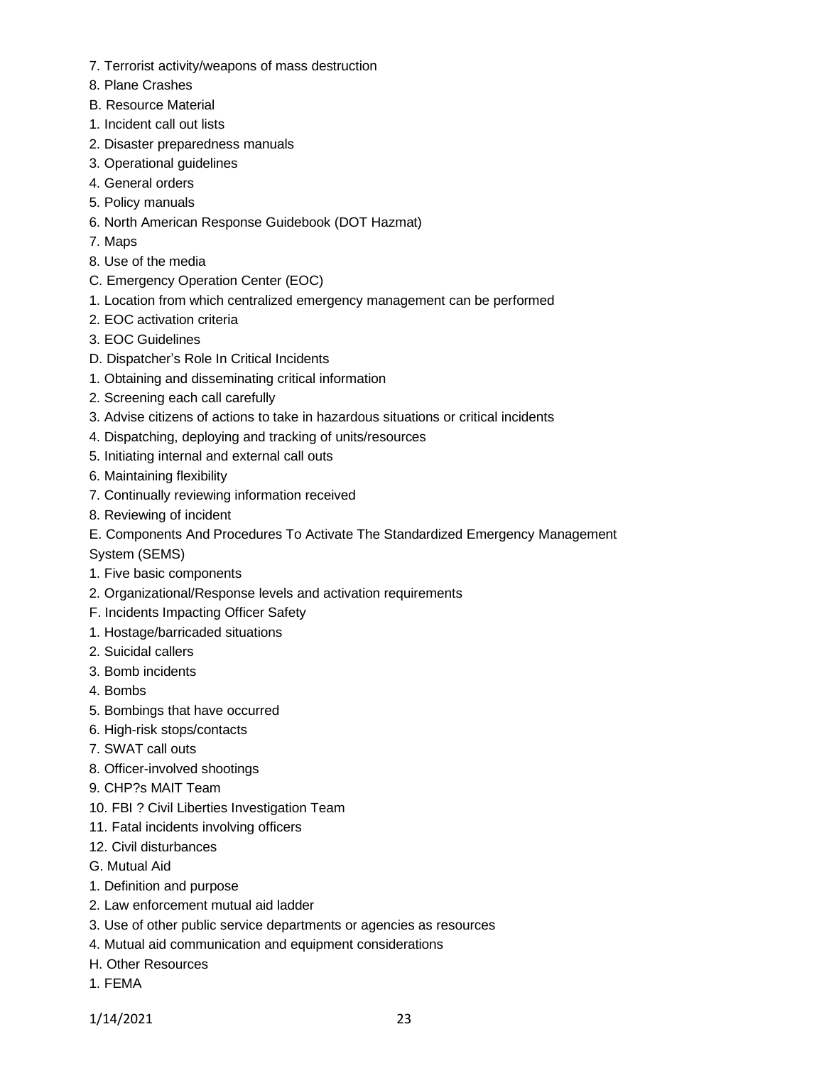7. Terrorist activity/weapons of mass destruction
8. Plane Crashes

B. Resource Material
1. Incident call out lists
2. Disaster preparedness manuals
3. Operational guidelines
4. General orders
5. Policy manuals
6. North American Response Guidebook (DOT Hazmat)
7. Maps
8. Use of the media

C. Emergency Operation Center (EOC)
1. Location from which centralized emergency management can be performed
2. EOC activation criteria
3. EOC Guidelines

D. Dispatcher's Role In Critical Incidents
1. Obtaining and disseminating critical information
2. Screening each call carefully
3. Advise citizens of actions to take in hazardous situations or critical incidents
4. Dispatching, deploying and tracking of units/resources
5. Initiating internal and external call outs
6. Maintaining flexibility
7. Continually reviewing information received
8. Reviewing of incident

E. Components And Procedures To Activate The Standardized Emergency Management System (SEMS)
1. Five basic components
2. Organizational/Response levels and activation requirements

F. Incidents Impacting Officer Safety
1. Hostage/barricaded situations
2. Suicidal callers
3. Bomb incidents
4. Bombs
5. Bombings that have occurred
6. High-risk stops/contacts
7. SWAT call outs
8. Officer-involved shootings
9. CHP?s MAIT Team
10. FBI ? Civil Liberties Investigation Team
11. Fatal incidents involving officers
12. Civil disturbances

G. Mutual Aid
1. Definition and purpose
2. Law enforcement mutual aid ladder
3. Use of other public service departments or agencies as resources
4. Mutual aid communication and equipment considerations

H. Other Resources
1. FEMA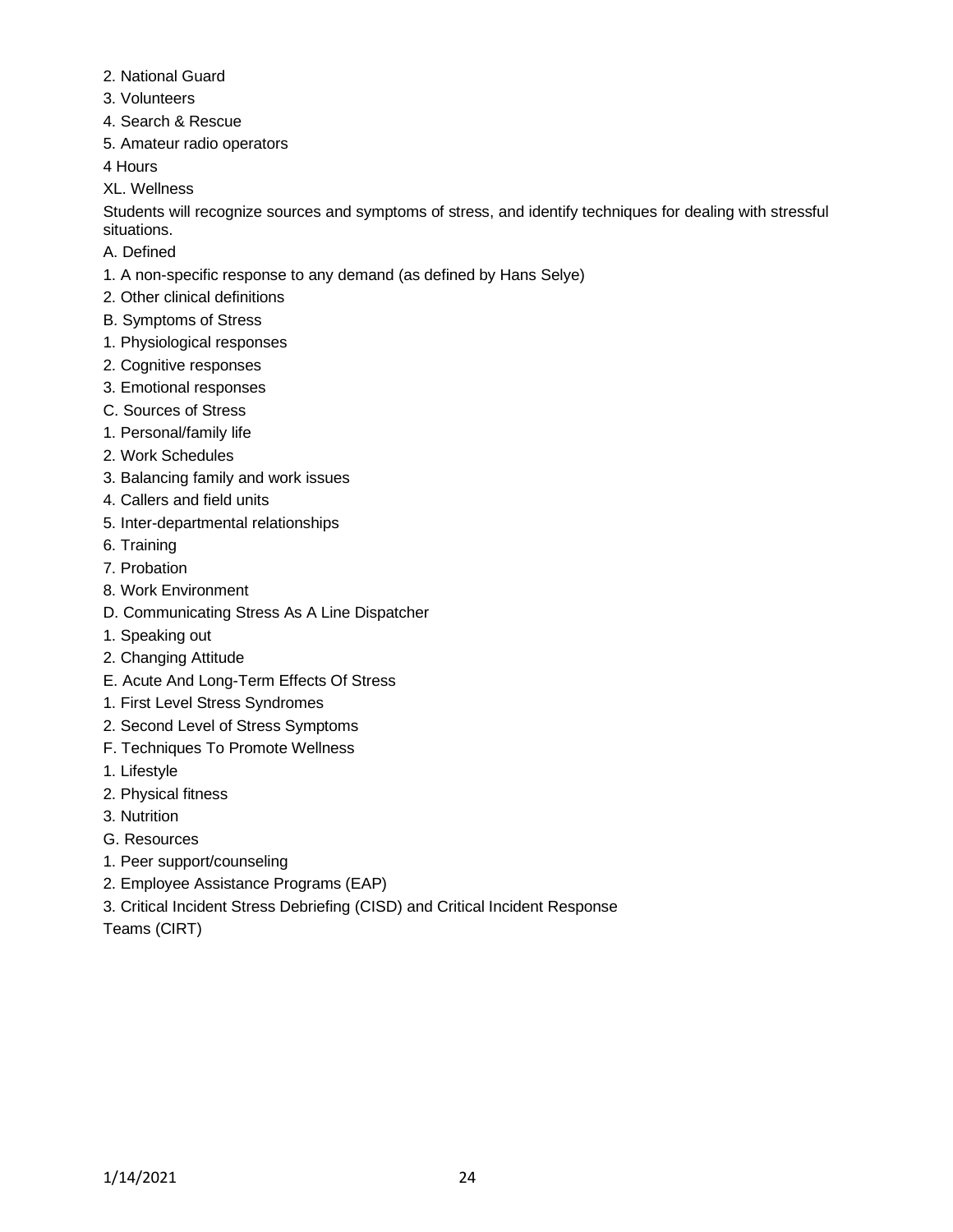2. National Guard

3. Volunteers

4. Search & Rescue

5. Amateur radio operators

4 Hours

XL. Wellness

Students will recognize sources and symptoms of stress, and identify techniques for dealing with stressful situations.

A. Defined

1. A non-specific response to any demand (as defined by Hans Selye)

2. Other clinical definitions

B. Symptoms of Stress

1. Physiological responses

2. Cognitive responses

3. Emotional responses

C. Sources of Stress

1. Personal/family life

2. Work Schedules

3. Balancing family and work issues

4. Callers and field units

5. Inter-departmental relationships

6. Training

7. Probation

8. Work Environment

D. Communicating Stress As A Line Dispatcher

1. Speaking out

2. Changing Attitude

E. Acute And Long-Term Effects Of Stress

1. First Level Stress Syndromes

2. Second Level of Stress Symptoms

F. Techniques To Promote Wellness

1. Lifestyle

2. Physical fitness

3. Nutrition

G. Resources

1. Peer support/counseling

2. Employee Assistance Programs (EAP)

3. Critical Incident Stress Debriefing (CISD) and Critical Incident Response Teams (CIRT)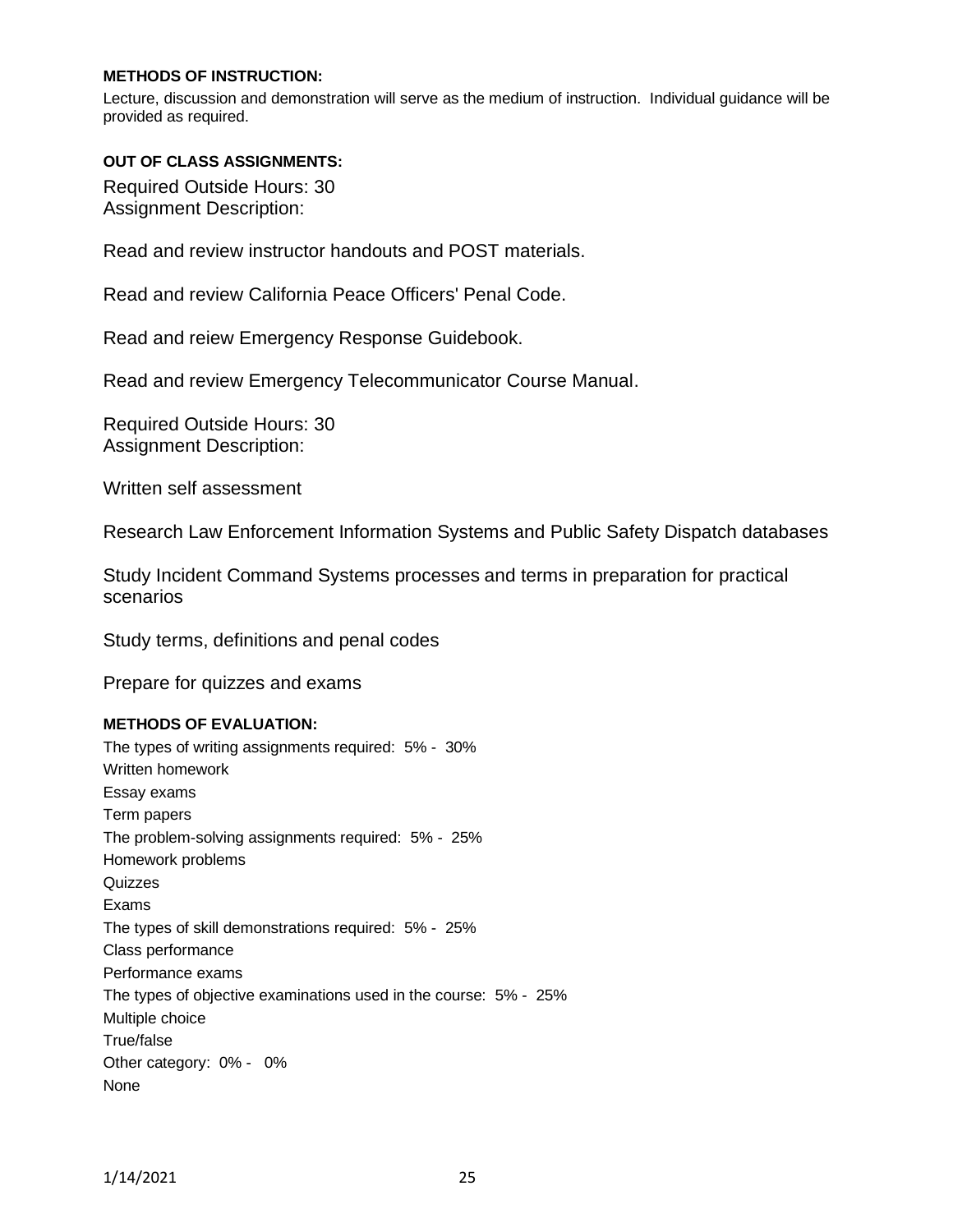**METHODS OF INSTRUCTION:**

Lecture, discussion and demonstration will serve as the medium of instruction. Individual guidance will be provided as required.

**OUT OF CLASS ASSIGNMENTS:**

Required Outside Hours: 30
Assignment Description:

Read and review instructor handouts and POST materials.

Read and review California Peace Officers' Penal Code.

Read and reiew Emergency Response Guidebook.

Read and review Emergency Telecommunicator Course Manual.

Required Outside Hours: 30
Assignment Description:

Written self assessment

Research Law Enforcement Information Systems and Public Safety Dispatch databases

Study Incident Command Systems processes and terms in preparation for practical scenarios

Study terms, definitions and penal codes

Prepare for quizzes and exams

**METHODS OF EVALUATION:**

The types of writing assignments required: 5% - 30%
Written homework
Essay exams
Term papers
The problem-solving assignments required: 5% - 25%
Homework problems
Quizzes
Exams
The types of skill demonstrations required: 5% - 25%
Class performance
Performance exams
The types of objective examinations used in the course: 5% - 25%
Multiple choice
True/false
Other category: 0% - 0%
None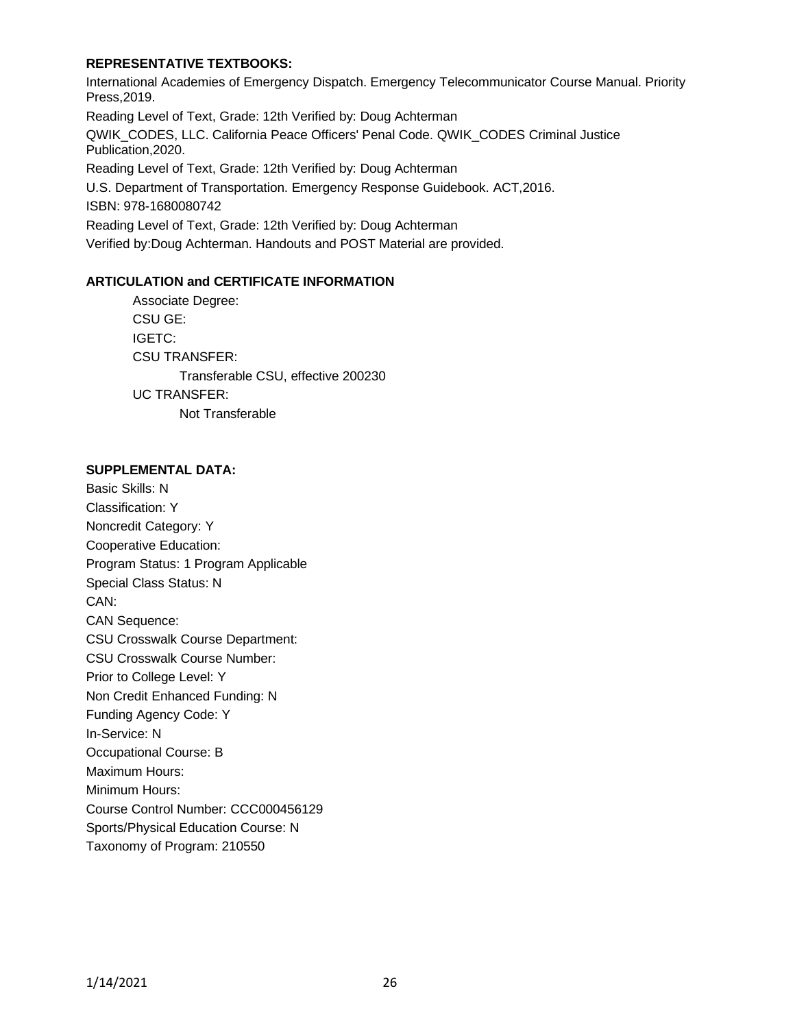**REPRESENTATIVE TEXTBOOKS:**

International Academies of Emergency Dispatch. Emergency Telecommunicator Course Manual. Priority Press,2019.

Reading Level of Text, Grade: 12th Verified by: Doug Achterman

QWIK_CODES, LLC. California Peace Officers' Penal Code. QWIK_CODES Criminal Justice Publication,2020.

Reading Level of Text, Grade: 12th Verified by: Doug Achterman

U.S. Department of Transportation. Emergency Response Guidebook. ACT,2016.

ISBN: 978-1680080742

Reading Level of Text, Grade: 12th Verified by: Doug Achterman

Verified by:Doug Achterman. Handouts and POST Material are provided.

**ARTICULATION and CERTIFICATE INFORMATION**

Associate Degree:
CSU GE:
IGETC:
CSU TRANSFER:
  Transferable CSU, effective 200230
UC TRANSFER:
  Not Transferable

**SUPPLEMENTAL DATA:**

Basic Skills: N
Classification: Y
Noncredit Category: Y
Cooperative Education:
Program Status: 1 Program Applicable
Special Class Status: N
CAN:
CAN Sequence:
CSU Crosswalk Course Department:
CSU Crosswalk Course Number:
Prior to College Level: Y
Non Credit Enhanced Funding: N
Funding Agency Code: Y
In-Service: N
Occupational Course: B
Maximum Hours:
Minimum Hours:
Course Control Number: CCC000456129
Sports/Physical Education Course: N
Taxonomy of Program: 210550